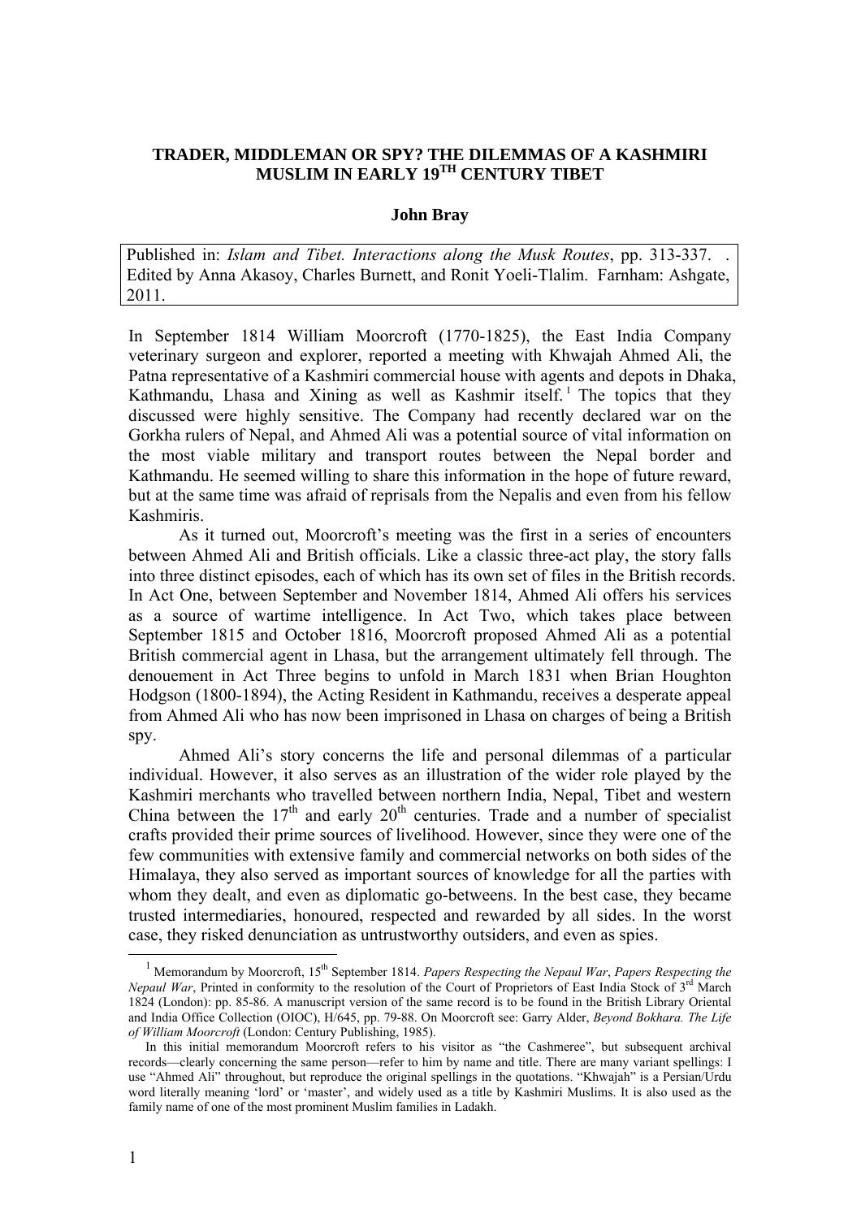# TRADER, MIDDLEMAN OR SPY? THE DILEMMAS OF A KASHMIRI MUSLIM IN EARLY 19TH CENTURY TIBET

**John Bray**

Published in: *Islam and Tibet. Interactions along the Musk Routes*, pp. 313-337. . Edited by Anna Akasoy, Charles Burnett, and Ronit Yoeli-Tlalim. Farnham: Ashgate, 2011.

In September 1814 William Moorcroft (1770-1825), the East India Company veterinary surgeon and explorer, reported a meeting with Khwajah Ahmed Ali, the Patna representative of a Kashmiri commercial house with agents and depots in Dhaka, Kathmandu, Lhasa and Xining as well as Kashmir itself.[1] The topics that they discussed were highly sensitive. The Company had recently declared war on the Gorkha rulers of Nepal, and Ahmed Ali was a potential source of vital information on the most viable military and transport routes between the Nepal border and Kathmandu. He seemed willing to share this information in the hope of future reward, but at the same time was afraid of reprisals from the Nepalis and even from his fellow Kashmiris.

As it turned out, Moorcroft's meeting was the first in a series of encounters between Ahmed Ali and British officials. Like a classic three-act play, the story falls into three distinct episodes, each of which has its own set of files in the British records. In Act One, between September and November 1814, Ahmed Ali offers his services as a source of wartime intelligence. In Act Two, which takes place between September 1815 and October 1816, Moorcroft proposed Ahmed Ali as a potential British commercial agent in Lhasa, but the arrangement ultimately fell through. The denouement in Act Three begins to unfold in March 1831 when Brian Houghton Hodgson (1800-1894), the Acting Resident in Kathmandu, receives a desperate appeal from Ahmed Ali who has now been imprisoned in Lhasa on charges of being a British spy.

Ahmed Ali's story concerns the life and personal dilemmas of a particular individual. However, it also serves as an illustration of the wider role played by the Kashmiri merchants who travelled between northern India, Nepal, Tibet and western China between the 17th and early 20th centuries. Trade and a number of specialist crafts provided their prime sources of livelihood. However, since they were one of the few communities with extensive family and commercial networks on both sides of the Himalaya, they also served as important sources of knowledge for all the parties with whom they dealt, and even as diplomatic go-betweens. In the best case, they became trusted intermediaries, honoured, respected and rewarded by all sides. In the worst case, they risked denunciation as untrustworthy outsiders, and even as spies.

---

[1] Memorandum by Moorcroft, 15th September 1814. *Papers Respecting the Nepaul War*, *Papers Respecting the Nepaul War*, Printed in conformity to the resolution of the Court of Proprietors of East India Stock of 3rd March 1824 (London): pp. 85-86. A manuscript version of the same record is to be found in the British Library Oriental and India Office Collection (OIOC), H/645, pp. 79-88. On Moorcroft see: Garry Alder, *Beyond Bokhara. The Life of William Moorcroft* (London: Century Publishing, 1985).

In this initial memorandum Moorcroft refers to his visitor as "the Cashmeree", but subsequent archival records—clearly concerning the same person—refer to him by name and title. There are many variant spellings: I use "Ahmed Ali" throughout, but reproduce the original spellings in the quotations. "Khwajah" is a Persian/Urdu word literally meaning 'lord' or 'master', and widely used as a title by Kashmiri Muslims. It is also used as the family name of one of the most prominent Muslim families in Ladakh.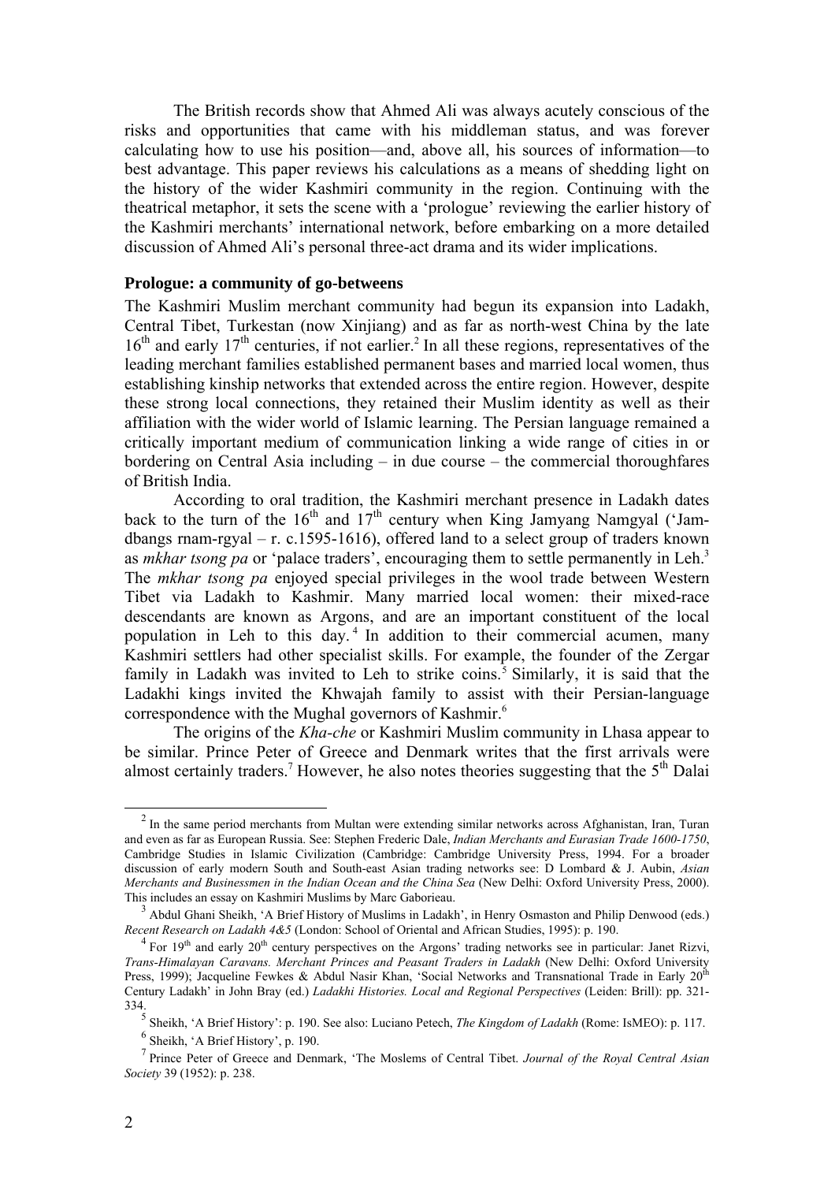The British records show that Ahmed Ali was always acutely conscious of the risks and opportunities that came with his middleman status, and was forever calculating how to use his position—and, above all, his sources of information—to best advantage. This paper reviews his calculations as a means of shedding light on the history of the wider Kashmiri community in the region. Continuing with the theatrical metaphor, it sets the scene with a 'prologue' reviewing the earlier history of the Kashmiri merchants' international network, before embarking on a more detailed discussion of Ahmed Ali's personal three-act drama and its wider implications.

### Prologue: a community of go-betweens

The Kashmiri Muslim merchant community had begun its expansion into Ladakh, Central Tibet, Turkestan (now Xinjiang) and as far as north-west China by the late 16th and early 17th centuries, if not earlier.[2] In all these regions, representatives of the leading merchant families established permanent bases and married local women, thus establishing kinship networks that extended across the entire region. However, despite these strong local connections, they retained their Muslim identity as well as their affiliation with the wider world of Islamic learning. The Persian language remained a critically important medium of communication linking a wide range of cities in or bordering on Central Asia including – in due course – the commercial thoroughfares of British India.

According to oral tradition, the Kashmiri merchant presence in Ladakh dates back to the turn of the 16th and 17th century when King Jamyang Namgyal ('Jam-dbangs rnam-rgyal – r. c.1595-1616), offered land to a select group of traders known as *mkhar tsong pa* or 'palace traders', encouraging them to settle permanently in Leh.[3] The *mkhar tsong pa* enjoyed special privileges in the wool trade between Western Tibet via Ladakh to Kashmir. Many married local women: their mixed-race descendants are known as Argons, and are an important constituent of the local population in Leh to this day.[4] In addition to their commercial acumen, many Kashmiri settlers had other specialist skills. For example, the founder of the Zergar family in Ladakh was invited to Leh to strike coins.[5] Similarly, it is said that the Ladakhi kings invited the Khwajah family to assist with their Persian-language correspondence with the Mughal governors of Kashmir.[6]

The origins of the *Kha-che* or Kashmiri Muslim community in Lhasa appear to be similar. Prince Peter of Greece and Denmark writes that the first arrivals were almost certainly traders.[7] However, he also notes theories suggesting that the 5th Dalai

---

[2] In the same period merchants from Multan were extending similar networks across Afghanistan, Iran, Turan and even as far as European Russia. See: Stephen Frederic Dale, *Indian Merchants and Eurasian Trade 1600-1750*, Cambridge Studies in Islamic Civilization (Cambridge: Cambridge University Press, 1994. For a broader discussion of early modern South and South-east Asian trading networks see: D Lombard & J. Aubin, *Asian Merchants and Businessmen in the Indian Ocean and the China Sea* (New Delhi: Oxford University Press, 2000). This includes an essay on Kashmiri Muslims by Marc Gaborieau.

[3] Abdul Ghani Sheikh, 'A Brief History of Muslims in Ladakh', in Henry Osmaston and Philip Denwood (eds.) *Recent Research on Ladakh 4&5* (London: School of Oriental and African Studies, 1995): p. 190.

[4] For 19th and early 20th century perspectives on the Argons' trading networks see in particular: Janet Rizvi, *Trans-Himalayan Caravans. Merchant Princes and Peasant Traders in Ladakh* (New Delhi: Oxford University Press, 1999); Jacqueline Fewkes & Abdul Nasir Khan, 'Social Networks and Transnational Trade in Early 20th Century Ladakh' in John Bray (ed.) *Ladakhi Histories. Local and Regional Perspectives* (Leiden: Brill): pp. 321-334.

[5] Sheikh, 'A Brief History': p. 190. See also: Luciano Petech, *The Kingdom of Ladakh* (Rome: IsMEO): p. 117.

[6] Sheikh, 'A Brief History', p. 190.

[7] Prince Peter of Greece and Denmark, 'The Moslems of Central Tibet. *Journal of the Royal Central Asian Society* 39 (1952): p. 238.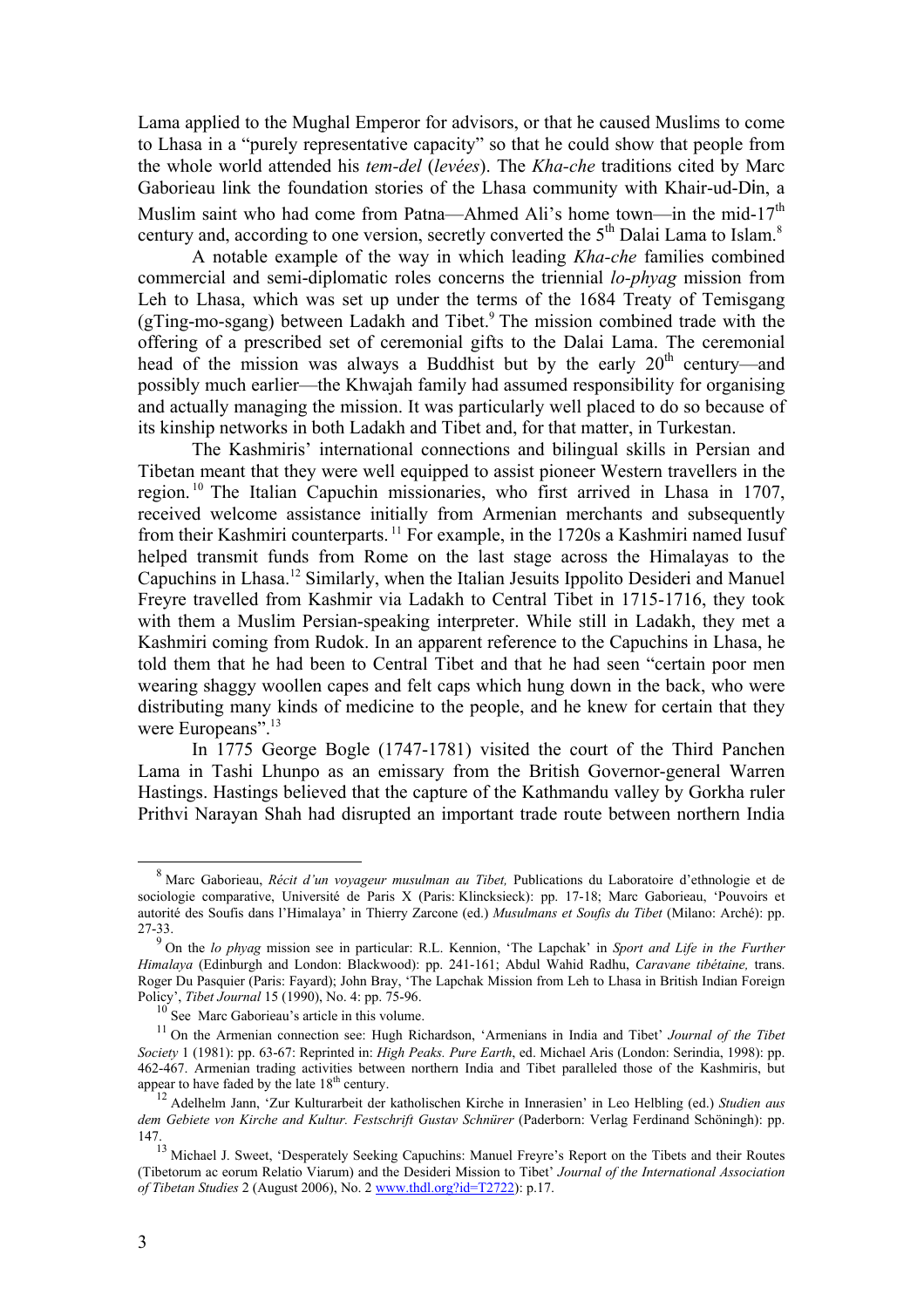Lama applied to the Mughal Emperor for advisors, or that he caused Muslims to come to Lhasa in a "purely representative capacity" so that he could show that people from the whole world attended his *tem-del* (*levées*). The *Kha-che* traditions cited by Marc Gaborieau link the foundation stories of the Lhasa community with Khair-ud-Dīn, a Muslim saint who had come from Patna—Ahmed Ali's home town—in the mid-17th century and, according to one version, secretly converted the 5th Dalai Lama to Islam.[8]

A notable example of the way in which leading *Kha-che* families combined commercial and semi-diplomatic roles concerns the triennial *lo-phyag* mission from Leh to Lhasa, which was set up under the terms of the 1684 Treaty of Temisgang (gTing-mo-sgang) between Ladakh and Tibet.[9] The mission combined trade with the offering of a prescribed set of ceremonial gifts to the Dalai Lama. The ceremonial head of the mission was always a Buddhist but by the early 20th century—and possibly much earlier—the Khwajah family had assumed responsibility for organising and actually managing the mission. It was particularly well placed to do so because of its kinship networks in both Ladakh and Tibet and, for that matter, in Turkestan.

The Kashmiris' international connections and bilingual skills in Persian and Tibetan meant that they were well equipped to assist pioneer Western travellers in the region.[10] The Italian Capuchin missionaries, who first arrived in Lhasa in 1707, received welcome assistance initially from Armenian merchants and subsequently from their Kashmiri counterparts.[11] For example, in the 1720s a Kashmiri named Iusuf helped transmit funds from Rome on the last stage across the Himalayas to the Capuchins in Lhasa.[12] Similarly, when the Italian Jesuits Ippolito Desideri and Manuel Freyre travelled from Kashmir via Ladakh to Central Tibet in 1715-1716, they took with them a Muslim Persian-speaking interpreter. While still in Ladakh, they met a Kashmiri coming from Rudok. In an apparent reference to the Capuchins in Lhasa, he told them that he had been to Central Tibet and that he had seen "certain poor men wearing shaggy woollen capes and felt caps which hung down in the back, who were distributing many kinds of medicine to the people, and he knew for certain that they were Europeans".[13]

In 1775 George Bogle (1747-1781) visited the court of the Third Panchen Lama in Tashi Lhunpo as an emissary from the British Governor-general Warren Hastings. Hastings believed that the capture of the Kathmandu valley by Gorkha ruler Prithvi Narayan Shah had disrupted an important trade route between northern India

---

[8] Marc Gaborieau, *Récit d'un voyageur musulman au Tibet,* Publications du Laboratoire d'ethnologie et de sociologie comparative, Université de Paris X (Paris: Klincksieck): pp. 17-18; Marc Gaborieau, 'Pouvoirs et autorité des Soufis dans l'Himalaya' in Thierry Zarcone (ed.) *Musulmans et Soufis du Tibet* (Milano: Arché): pp. 27-33.

[9] On the *lo phyag* mission see in particular: R.L. Kennion, 'The Lapchak' in *Sport and Life in the Further Himalaya* (Edinburgh and London: Blackwood): pp. 241-161; Abdul Wahid Radhu, *Caravane tibétaine,* trans. Roger Du Pasquier (Paris: Fayard); John Bray, 'The Lapchak Mission from Leh to Lhasa in British Indian Foreign Policy', *Tibet Journal* 15 (1990), No. 4: pp. 75-96.

[10] See Marc Gaborieau's article in this volume.

[11] On the Armenian connection see: Hugh Richardson, 'Armenians in India and Tibet' *Journal of the Tibet Society* 1 (1981): pp. 63-67: Reprinted in: *High Peaks. Pure Earth*, ed. Michael Aris (London: Serindia, 1998): pp. 462-467. Armenian trading activities between northern India and Tibet paralleled those of the Kashmiris, but appear to have faded by the late 18th century.

[12] Adelhelm Jann, 'Zur Kulturarbeit der katholischen Kirche in Innerasien' in Leo Helbling (ed.) *Studien aus dem Gebiete von Kirche and Kultur. Festschrift Gustav Schnürer* (Paderborn: Verlag Ferdinand Schöningh): pp. 147.

[13] Michael J. Sweet, 'Desperately Seeking Capuchins: Manuel Freyre's Report on the Tibets and their Routes (Tibetorum ac eorum Relatio Viarum) and the Desideri Mission to Tibet' *Journal of the International Association of Tibetan Studies* 2 (August 2006), No. 2 www.thdl.org?id=T2722): p.17.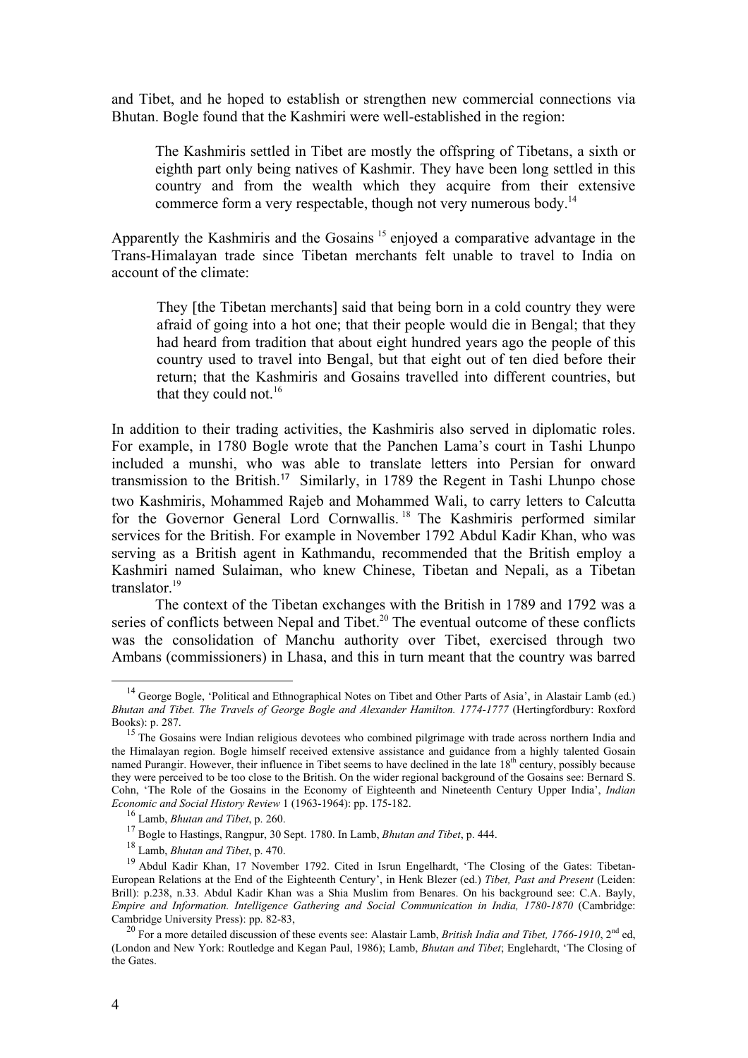and Tibet, and he hoped to establish or strengthen new commercial connections via Bhutan. Bogle found that the Kashmiri were well-established in the region:

> The Kashmiris settled in Tibet are mostly the offspring of Tibetans, a sixth or eighth part only being natives of Kashmir. They have been long settled in this country and from the wealth which they acquire from their extensive commerce form a very respectable, though not very numerous body.[14]

Apparently the Kashmiris and the Gosains [15] enjoyed a comparative advantage in the Trans-Himalayan trade since Tibetan merchants felt unable to travel to India on account of the climate:

> They [the Tibetan merchants] said that being born in a cold country they were afraid of going into a hot one; that their people would die in Bengal; that they had heard from tradition that about eight hundred years ago the people of this country used to travel into Bengal, but that eight out of ten died before their return; that the Kashmiris and Gosains travelled into different countries, but that they could not.[16]

In addition to their trading activities, the Kashmiris also served in diplomatic roles. For example, in 1780 Bogle wrote that the Panchen Lama's court in Tashi Lhunpo included a munshi, who was able to translate letters into Persian for onward transmission to the British.[17] Similarly, in 1789 the Regent in Tashi Lhunpo chose two Kashmiris, Mohammed Rajeb and Mohammed Wali, to carry letters to Calcutta for the Governor General Lord Cornwallis.[18] The Kashmiris performed similar services for the British. For example in November 1792 Abdul Kadir Khan, who was serving as a British agent in Kathmandu, recommended that the British employ a Kashmiri named Sulaiman, who knew Chinese, Tibetan and Nepali, as a Tibetan translator.[19]

The context of the Tibetan exchanges with the British in 1789 and 1792 was a series of conflicts between Nepal and Tibet.[20] The eventual outcome of these conflicts was the consolidation of Manchu authority over Tibet, exercised through two Ambans (commissioners) in Lhasa, and this in turn meant that the country was barred

---

[14] George Bogle, 'Political and Ethnographical Notes on Tibet and Other Parts of Asia', in Alastair Lamb (ed.) *Bhutan and Tibet. The Travels of George Bogle and Alexander Hamilton. 1774-1777* (Hertingfordbury: Roxford Books): p. 287.

[15] The Gosains were Indian religious devotees who combined pilgrimage with trade across northern India and the Himalayan region. Bogle himself received extensive assistance and guidance from a highly talented Gosain named Purangir. However, their influence in Tibet seems to have declined in the late 18th century, possibly because they were perceived to be too close to the British. On the wider regional background of the Gosains see: Bernard S. Cohn, 'The Role of the Gosains in the Economy of Eighteenth and Nineteenth Century Upper India', *Indian Economic and Social History Review* 1 (1963-1964): pp. 175-182.

[16] Lamb, *Bhutan and Tibet*, p. 260.

[17] Bogle to Hastings, Rangpur, 30 Sept. 1780. In Lamb, *Bhutan and Tibet*, p. 444.

[18] Lamb, *Bhutan and Tibet*, p. 470.

[19] Abdul Kadir Khan, 17 November 1792. Cited in Isrun Engelhardt, 'The Closing of the Gates: Tibetan-European Relations at the End of the Eighteenth Century', in Henk Blezer (ed.) *Tibet, Past and Present* (Leiden: Brill): p.238, n.33. Abdul Kadir Khan was a Shia Muslim from Benares. On his background see: C.A. Bayly, *Empire and Information. Intelligence Gathering and Social Communication in India, 1780-1870* (Cambridge: Cambridge University Press): pp. 82-83,

[20] For a more detailed discussion of these events see: Alastair Lamb, *British India and Tibet, 1766-1910*, 2nd ed, (London and New York: Routledge and Kegan Paul, 1986); Lamb, *Bhutan and Tibet*; Englehardt, 'The Closing of the Gates.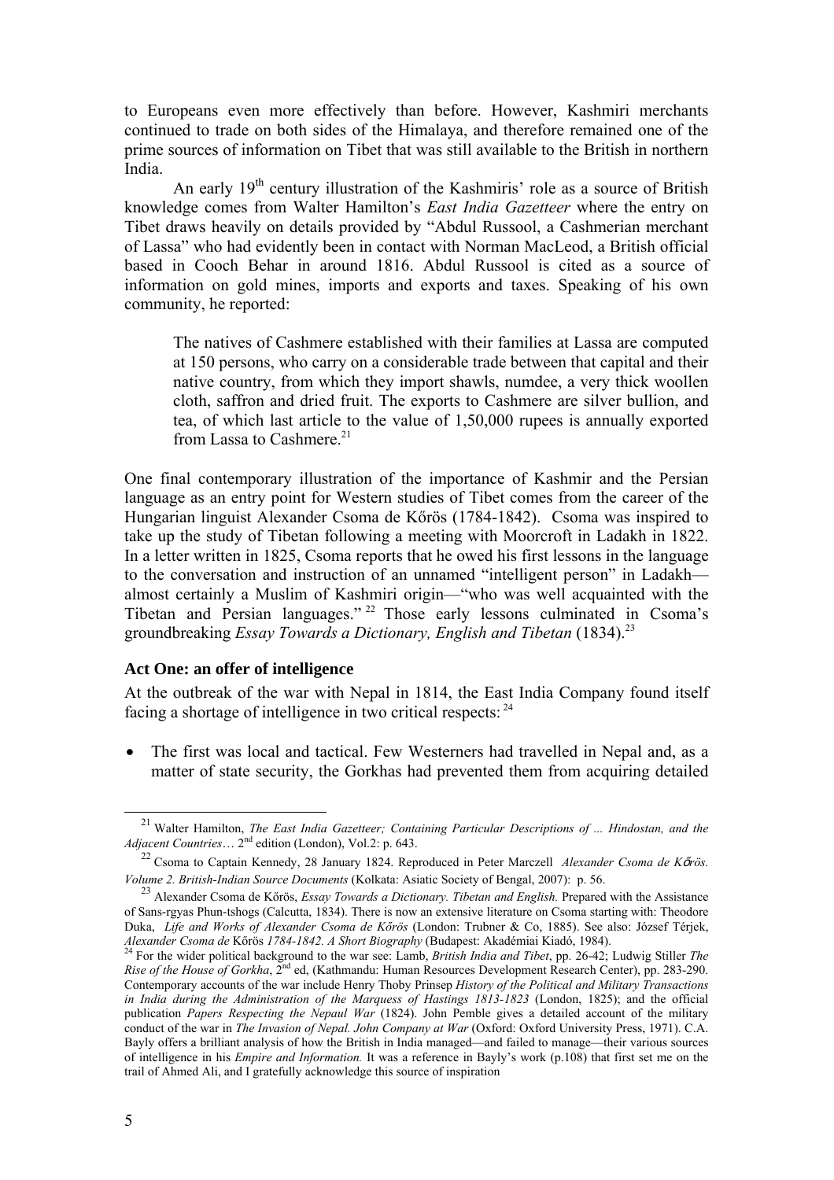to Europeans even more effectively than before. However, Kashmiri merchants continued to trade on both sides of the Himalaya, and therefore remained one of the prime sources of information on Tibet that was still available to the British in northern India.

An early 19th century illustration of the Kashmiris' role as a source of British knowledge comes from Walter Hamilton's *East India Gazetteer* where the entry on Tibet draws heavily on details provided by "Abdul Russool, a Cashmerian merchant of Lassa" who had evidently been in contact with Norman MacLeod, a British official based in Cooch Behar in around 1816. Abdul Russool is cited as a source of information on gold mines, imports and exports and taxes. Speaking of his own community, he reported:

> The natives of Cashmere established with their families at Lassa are computed at 150 persons, who carry on a considerable trade between that capital and their native country, from which they import shawls, numdee, a very thick woollen cloth, saffron and dried fruit. The exports to Cashmere are silver bullion, and tea, of which last article to the value of 1,50,000 rupees is annually exported from Lassa to Cashmere.[21]

One final contemporary illustration of the importance of Kashmir and the Persian language as an entry point for Western studies of Tibet comes from the career of the Hungarian linguist Alexander Csoma de Kőrös (1784-1842). Csoma was inspired to take up the study of Tibetan following a meeting with Moorcroft in Ladakh in 1822. In a letter written in 1825, Csoma reports that he owed his first lessons in the language to the conversation and instruction of an unnamed "intelligent person" in Ladakh—almost certainly a Muslim of Kashmiri origin—"who was well acquainted with the Tibetan and Persian languages."[22] Those early lessons culminated in Csoma's groundbreaking *Essay Towards a Dictionary, English and Tibetan* (1834).[23]

### Act One: an offer of intelligence

At the outbreak of the war with Nepal in 1814, the East India Company found itself facing a shortage of intelligence in two critical respects:[24]

- The first was local and tactical. Few Westerners had travelled in Nepal and, as a matter of state security, the Gorkhas had prevented them from acquiring detailed

---

[21] Walter Hamilton, *The East India Gazetteer; Containing Particular Descriptions of ... Hindostan, and the Adjacent Countries*… 2nd edition (London), Vol.2: p. 643.

[22] Csoma to Captain Kennedy, 28 January 1824. Reproduced in Peter Marczell *Alexander Csoma de Kőrös. Volume 2. British-Indian Source Documents* (Kolkata: Asiatic Society of Bengal, 2007): p. 56.

[23] Alexander Csoma de Kőrös, *Essay Towards a Dictionary. Tibetan and English.* Prepared with the Assistance of Sans-rgyas Phun-tshogs (Calcutta, 1834). There is now an extensive literature on Csoma starting with: Theodore Duka, *Life and Works of Alexander Csoma de Kőrös* (London: Trubner & Co, 1885). See also: József Térjek, *Alexander Csoma de Kőrös 1784-1842. A Short Biography* (Budapest: Akadémiai Kiadó, 1984).

[24] For the wider political background to the war see: Lamb, *British India and Tibet*, pp. 26-42; Ludwig Stiller *The Rise of the House of Gorkha*, 2nd ed, (Kathmandu: Human Resources Development Research Center), pp. 283-290. Contemporary accounts of the war include Henry Thoby Prinsep *History of the Political and Military Transactions in India during the Administration of the Marquess of Hastings 1813-1823* (London, 1825); and the official publication *Papers Respecting the Nepaul War* (1824). John Pemble gives a detailed account of the military conduct of the war in *The Invasion of Nepal. John Company at War* (Oxford: Oxford University Press, 1971). C.A. Bayly offers a brilliant analysis of how the British in India managed—and failed to manage—their various sources of intelligence in his *Empire and Information.* It was a reference in Bayly's work (p.108) that first set me on the trail of Ahmed Ali, and I gratefully acknowledge this source of inspiration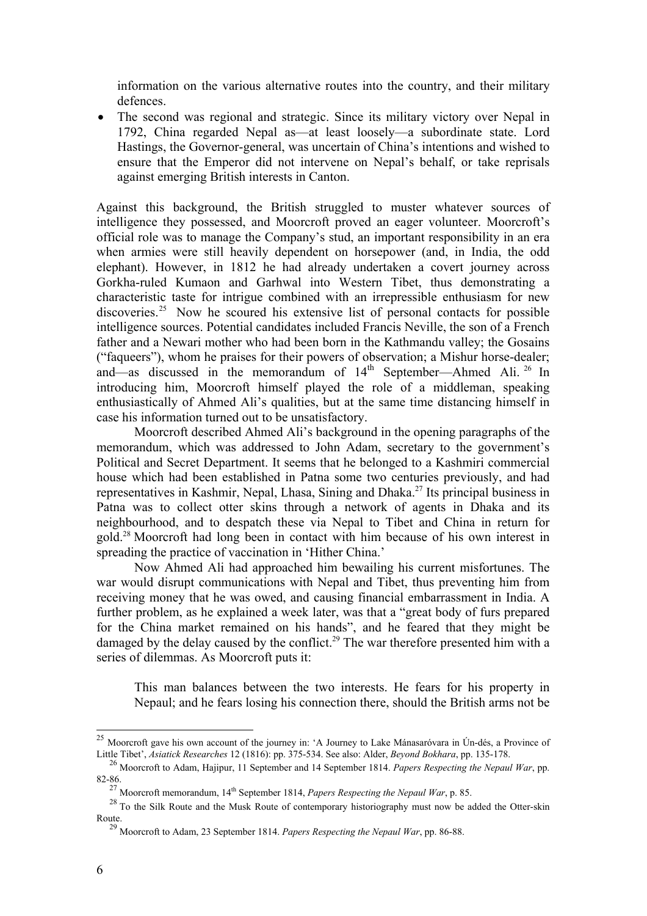information on the various alternative routes into the country, and their military defences.

- The second was regional and strategic. Since its military victory over Nepal in 1792, China regarded Nepal as—at least loosely—a subordinate state. Lord Hastings, the Governor-general, was uncertain of China's intentions and wished to ensure that the Emperor did not intervene on Nepal's behalf, or take reprisals against emerging British interests in Canton.

Against this background, the British struggled to muster whatever sources of intelligence they possessed, and Moorcroft proved an eager volunteer. Moorcroft's official role was to manage the Company's stud, an important responsibility in an era when armies were still heavily dependent on horsepower (and, in India, the odd elephant). However, in 1812 he had already undertaken a covert journey across Gorkha-ruled Kumaon and Garhwal into Western Tibet, thus demonstrating a characteristic taste for intrigue combined with an irrepressible enthusiasm for new discoveries.[25] Now he scoured his extensive list of personal contacts for possible intelligence sources. Potential candidates included Francis Neville, the son of a French father and a Newari mother who had been born in the Kathmandu valley; the Gosains ("faqueers"), whom he praises for their powers of observation; a Mishur horse-dealer; and—as discussed in the memorandum of 14th September—Ahmed Ali.[26] In introducing him, Moorcroft himself played the role of a middleman, speaking enthusiastically of Ahmed Ali's qualities, but at the same time distancing himself in case his information turned out to be unsatisfactory.

Moorcroft described Ahmed Ali's background in the opening paragraphs of the memorandum, which was addressed to John Adam, secretary to the government's Political and Secret Department. It seems that he belonged to a Kashmiri commercial house which had been established in Patna some two centuries previously, and had representatives in Kashmir, Nepal, Lhasa, Sining and Dhaka.[27] Its principal business in Patna was to collect otter skins through a network of agents in Dhaka and its neighbourhood, and to despatch these via Nepal to Tibet and China in return for gold.[28] Moorcroft had long been in contact with him because of his own interest in spreading the practice of vaccination in 'Hither China.'

Now Ahmed Ali had approached him bewailing his current misfortunes. The war would disrupt communications with Nepal and Tibet, thus preventing him from receiving money that he was owed, and causing financial embarrassment in India. A further problem, as he explained a week later, was that a "great body of furs prepared for the China market remained on his hands", and he feared that they might be damaged by the delay caused by the conflict.[29] The war therefore presented him with a series of dilemmas. As Moorcroft puts it:

> This man balances between the two interests. He fears for his property in Nepaul; and he fears losing his connection there, should the British arms not be

---

[25] Moorcroft gave his own account of the journey in: 'A Journey to Lake Mánasaróvara in Ún-dés, a Province of Little Tibet', *Asiatick Researches* 12 (1816): pp. 375-534. See also: Alder, *Beyond Bokhara*, pp. 135-178.

[26] Moorcroft to Adam, Hajipur, 11 September and 14 September 1814. *Papers Respecting the Nepaul War*, pp. 82-86.

[27] Moorcroft memorandum, 14th September 1814, *Papers Respecting the Nepaul War*, p. 85.

[28] To the Silk Route and the Musk Route of contemporary historiography must now be added the Otter-skin Route.

[29] Moorcroft to Adam, 23 September 1814. *Papers Respecting the Nepaul War*, pp. 86-88.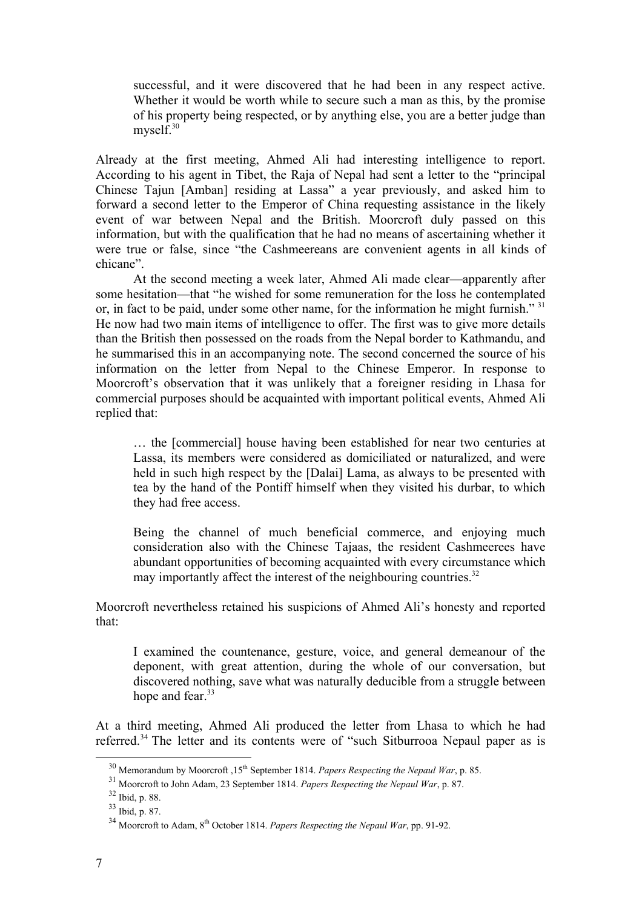> successful, and it were discovered that he had been in any respect active. Whether it would be worth while to secure such a man as this, by the promise of his property being respected, or by anything else, you are a better judge than myself.[30]

Already at the first meeting, Ahmed Ali had interesting intelligence to report. According to his agent in Tibet, the Raja of Nepal had sent a letter to the "principal Chinese Tajun [Amban] residing at Lassa" a year previously, and asked him to forward a second letter to the Emperor of China requesting assistance in the likely event of war between Nepal and the British. Moorcroft duly passed on this information, but with the qualification that he had no means of ascertaining whether it were true or false, since "the Cashmeereans are convenient agents in all kinds of chicane".

At the second meeting a week later, Ahmed Ali made clear—apparently after some hesitation—that "he wished for some remuneration for the loss he contemplated or, in fact to be paid, under some other name, for the information he might furnish."[31] He now had two main items of intelligence to offer. The first was to give more details than the British then possessed on the roads from the Nepal border to Kathmandu, and he summarised this in an accompanying note. The second concerned the source of his information on the letter from Nepal to the Chinese Emperor. In response to Moorcroft's observation that it was unlikely that a foreigner residing in Lhasa for commercial purposes should be acquainted with important political events, Ahmed Ali replied that:

> … the [commercial] house having been established for near two centuries at Lassa, its members were considered as domiciliated or naturalized, and were held in such high respect by the [Dalai] Lama, as always to be presented with tea by the hand of the Pontiff himself when they visited his durbar, to which they had free access.
>
> Being the channel of much beneficial commerce, and enjoying much consideration also with the Chinese Tajaas, the resident Cashmeerees have abundant opportunities of becoming acquainted with every circumstance which may importantly affect the interest of the neighbouring countries.[32]

Moorcroft nevertheless retained his suspicions of Ahmed Ali's honesty and reported that:

> I examined the countenance, gesture, voice, and general demeanour of the deponent, with great attention, during the whole of our conversation, but discovered nothing, save what was naturally deducible from a struggle between hope and fear.[33]

At a third meeting, Ahmed Ali produced the letter from Lhasa to which he had referred.[34] The letter and its contents were of "such Sitburrooa Nepaul paper as is

[30] Memorandum by Moorcroft ,15th September 1814. *Papers Respecting the Nepaul War*, p. 85.

[31] Moorcroft to John Adam, 23 September 1814. *Papers Respecting the Nepaul War*, p. 87.

[32] Ibid, p. 88.

[33] Ibid, p. 87.

[34] Moorcroft to Adam, 8th October 1814. *Papers Respecting the Nepaul War*, pp. 91-92.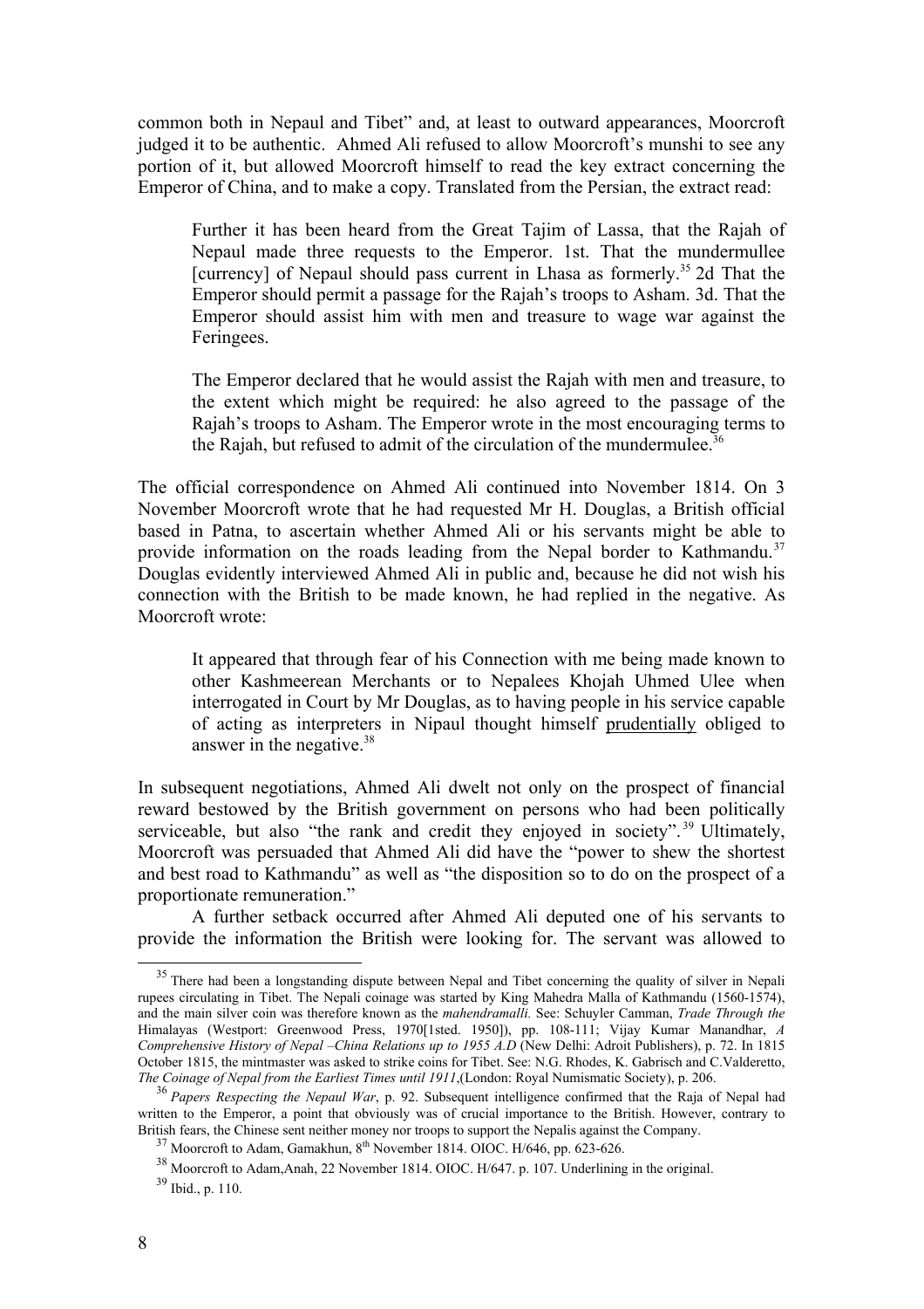common both in Nepaul and Tibet" and, at least to outward appearances, Moorcroft judged it to be authentic. Ahmed Ali refused to allow Moorcroft's munshi to see any portion of it, but allowed Moorcroft himself to read the key extract concerning the Emperor of China, and to make a copy. Translated from the Persian, the extract read:

> Further it has been heard from the Great Tajim of Lassa, that the Rajah of Nepaul made three requests to the Emperor. 1st. That the mundermullee [currency] of Nepaul should pass current in Lhasa as formerly.[35] 2d That the Emperor should permit a passage for the Rajah's troops to Asham. 3d. That the Emperor should assist him with men and treasure to wage war against the Feringees.
>
> The Emperor declared that he would assist the Rajah with men and treasure, to the extent which might be required: he also agreed to the passage of the Rajah's troops to Asham. The Emperor wrote in the most encouraging terms to the Rajah, but refused to admit of the circulation of the mundermulee.[36]

The official correspondence on Ahmed Ali continued into November 1814. On 3 November Moorcroft wrote that he had requested Mr H. Douglas, a British official based in Patna, to ascertain whether Ahmed Ali or his servants might be able to provide information on the roads leading from the Nepal border to Kathmandu.[37] Douglas evidently interviewed Ahmed Ali in public and, because he did not wish his connection with the British to be made known, he had replied in the negative. As Moorcroft wrote:

> It appeared that through fear of his Connection with me being made known to other Kashmeerean Merchants or to Nepalees Khojah Uhmed Ulee when interrogated in Court by Mr Douglas, as to having people in his service capable of acting as interpreters in Nipaul thought himself <u>prudentially</u> obliged to answer in the negative.[38]

In subsequent negotiations, Ahmed Ali dwelt not only on the prospect of financial reward bestowed by the British government on persons who had been politically serviceable, but also "the rank and credit they enjoyed in society".[39] Ultimately, Moorcroft was persuaded that Ahmed Ali did have the "power to shew the shortest and best road to Kathmandu" as well as "the disposition so to do on the prospect of a proportionate remuneration."

A further setback occurred after Ahmed Ali deputed one of his servants to provide the information the British were looking for. The servant was allowed to

---

[35] There had been a longstanding dispute between Nepal and Tibet concerning the quality of silver in Nepali rupees circulating in Tibet. The Nepali coinage was started by King Mahedra Malla of Kathmandu (1560-1574), and the main silver coin was therefore known as the *mahendramalli.* See: Schuyler Camman, *Trade Through the* Himalayas (Westport: Greenwood Press, 1970[1sted. 1950]), pp. 108-111; Vijay Kumar Manandhar, *A Comprehensive History of Nepal –China Relations up to 1955 A.D* (New Delhi: Adroit Publishers), p. 72. In 1815 October 1815, the mintmaster was asked to strike coins for Tibet. See: N.G. Rhodes, K. Gabrisch and C.Valderetto, *The Coinage of Nepal from the Earliest Times until 1911*,(London: Royal Numismatic Society), p. 206.

[36] *Papers Respecting the Nepaul War*, p. 92. Subsequent intelligence confirmed that the Raja of Nepal had written to the Emperor, a point that obviously was of crucial importance to the British. However, contrary to British fears, the Chinese sent neither money nor troops to support the Nepalis against the Company.

[37] Moorcroft to Adam, Gamakhun, 8th November 1814. OIOC. H/646, pp. 623-626.

[38] Moorcroft to Adam,Anah, 22 November 1814. OIOC. H/647. p. 107. Underlining in the original.

[39] Ibid., p. 110.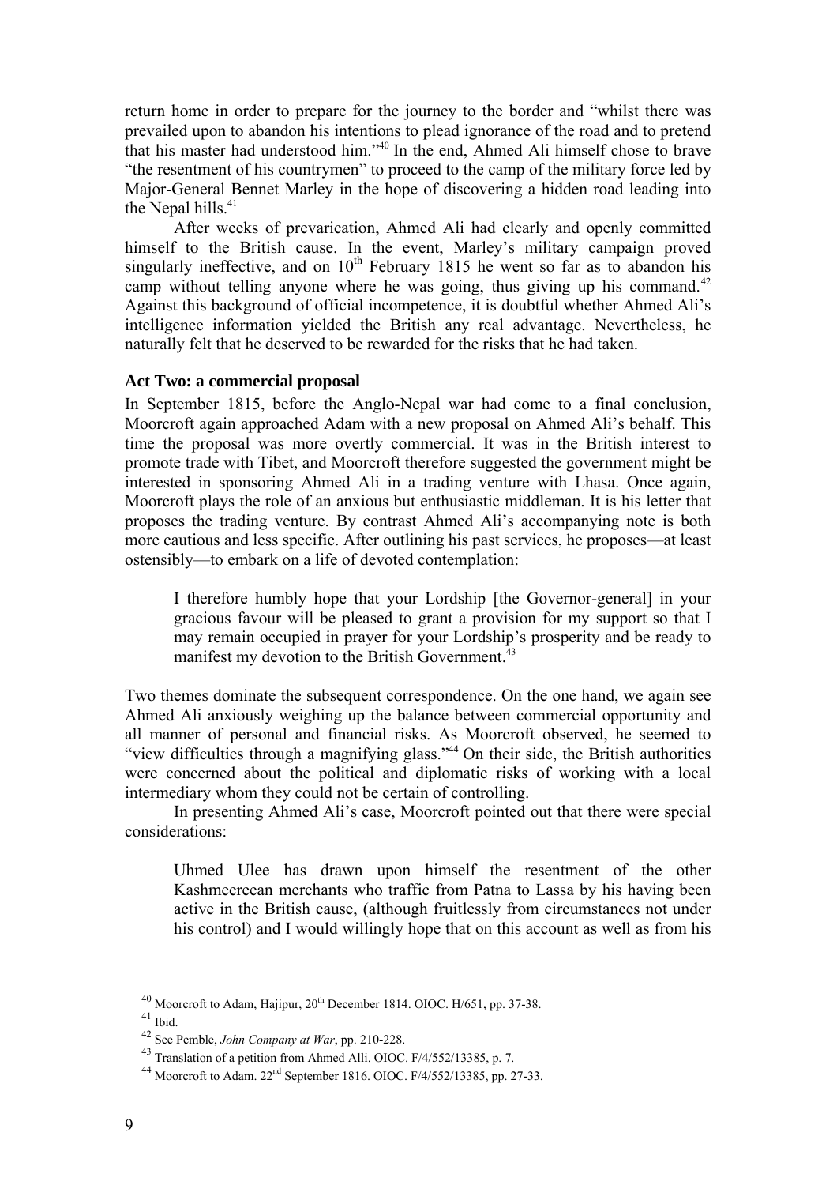return home in order to prepare for the journey to the border and "whilst there was prevailed upon to abandon his intentions to plead ignorance of the road and to pretend that his master had understood him."[40] In the end, Ahmed Ali himself chose to brave "the resentment of his countrymen" to proceed to the camp of the military force led by Major-General Bennet Marley in the hope of discovering a hidden road leading into the Nepal hills.[41]

After weeks of prevarication, Ahmed Ali had clearly and openly committed himself to the British cause. In the event, Marley's military campaign proved singularly ineffective, and on 10th February 1815 he went so far as to abandon his camp without telling anyone where he was going, thus giving up his command.[42] Against this background of official incompetence, it is doubtful whether Ahmed Ali's intelligence information yielded the British any real advantage. Nevertheless, he naturally felt that he deserved to be rewarded for the risks that he had taken.

**Act Two: a commercial proposal**

In September 1815, before the Anglo-Nepal war had come to a final conclusion, Moorcroft again approached Adam with a new proposal on Ahmed Ali's behalf. This time the proposal was more overtly commercial. It was in the British interest to promote trade with Tibet, and Moorcroft therefore suggested the government might be interested in sponsoring Ahmed Ali in a trading venture with Lhasa. Once again, Moorcroft plays the role of an anxious but enthusiastic middleman. It is his letter that proposes the trading venture. By contrast Ahmed Ali's accompanying note is both more cautious and less specific. After outlining his past services, he proposes—at least ostensibly—to embark on a life of devoted contemplation:

> I therefore humbly hope that your Lordship [the Governor-general] in your gracious favour will be pleased to grant a provision for my support so that I may remain occupied in prayer for your Lordship's prosperity and be ready to manifest my devotion to the British Government.[43]

Two themes dominate the subsequent correspondence. On the one hand, we again see Ahmed Ali anxiously weighing up the balance between commercial opportunity and all manner of personal and financial risks. As Moorcroft observed, he seemed to "view difficulties through a magnifying glass."[44] On their side, the British authorities were concerned about the political and diplomatic risks of working with a local intermediary whom they could not be certain of controlling.

In presenting Ahmed Ali's case, Moorcroft pointed out that there were special considerations:

> Uhmed Ulee has drawn upon himself the resentment of the other Kashmeereean merchants who traffic from Patna to Lassa by his having been active in the British cause, (although fruitlessly from circumstances not under his control) and I would willingly hope that on this account as well as from his

---

[40] Moorcroft to Adam, Hajipur, 20th December 1814. OIOC. H/651, pp. 37-38.

[41] Ibid.

[42] See Pemble, *John Company at War*, pp. 210-228.

[43] Translation of a petition from Ahmed Alli. OIOC. F/4/552/13385, p. 7.

[44] Moorcroft to Adam. 22nd September 1816. OIOC. F/4/552/13385, pp. 27-33.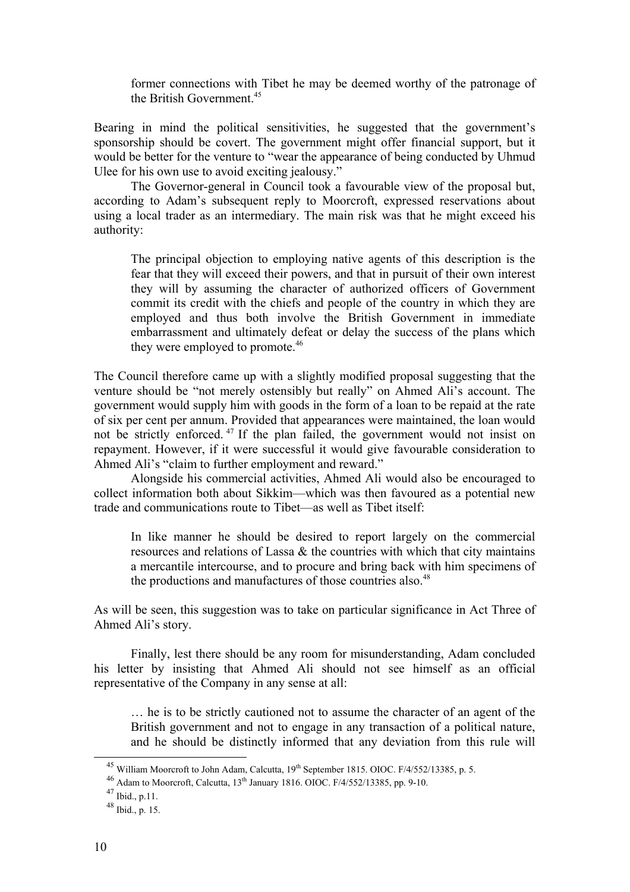> former connections with Tibet he may be deemed worthy of the patronage of the British Government.[45]

Bearing in mind the political sensitivities, he suggested that the government's sponsorship should be covert. The government might offer financial support, but it would be better for the venture to "wear the appearance of being conducted by Uhmud Ulee for his own use to avoid exciting jealousy."

The Governor-general in Council took a favourable view of the proposal but, according to Adam's subsequent reply to Moorcroft, expressed reservations about using a local trader as an intermediary. The main risk was that he might exceed his authority:

> The principal objection to employing native agents of this description is the fear that they will exceed their powers, and that in pursuit of their own interest they will by assuming the character of authorized officers of Government commit its credit with the chiefs and people of the country in which they are employed and thus both involve the British Government in immediate embarrassment and ultimately defeat or delay the success of the plans which they were employed to promote.[46]

The Council therefore came up with a slightly modified proposal suggesting that the venture should be "not merely ostensibly but really" on Ahmed Ali's account. The government would supply him with goods in the form of a loan to be repaid at the rate of six per cent per annum. Provided that appearances were maintained, the loan would not be strictly enforced.[47] If the plan failed, the government would not insist on repayment. However, if it were successful it would give favourable consideration to Ahmed Ali's "claim to further employment and reward."

Alongside his commercial activities, Ahmed Ali would also be encouraged to collect information both about Sikkim—which was then favoured as a potential new trade and communications route to Tibet—as well as Tibet itself:

> In like manner he should be desired to report largely on the commercial resources and relations of Lassa & the countries with which that city maintains a mercantile intercourse, and to procure and bring back with him specimens of the productions and manufactures of those countries also.[48]

As will be seen, this suggestion was to take on particular significance in Act Three of Ahmed Ali's story.

Finally, lest there should be any room for misunderstanding, Adam concluded his letter by insisting that Ahmed Ali should not see himself as an official representative of the Company in any sense at all:

> … he is to be strictly cautioned not to assume the character of an agent of the British government and not to engage in any transaction of a political nature, and he should be distinctly informed that any deviation from this rule will

---

[45] William Moorcroft to John Adam, Calcutta, 19th September 1815. OIOC. F/4/552/13385, p. 5.

[46] Adam to Moorcroft, Calcutta, 13th January 1816. OIOC. F/4/552/13385, pp. 9-10.

[47] Ibid., p.11.

[48] Ibid., p. 15.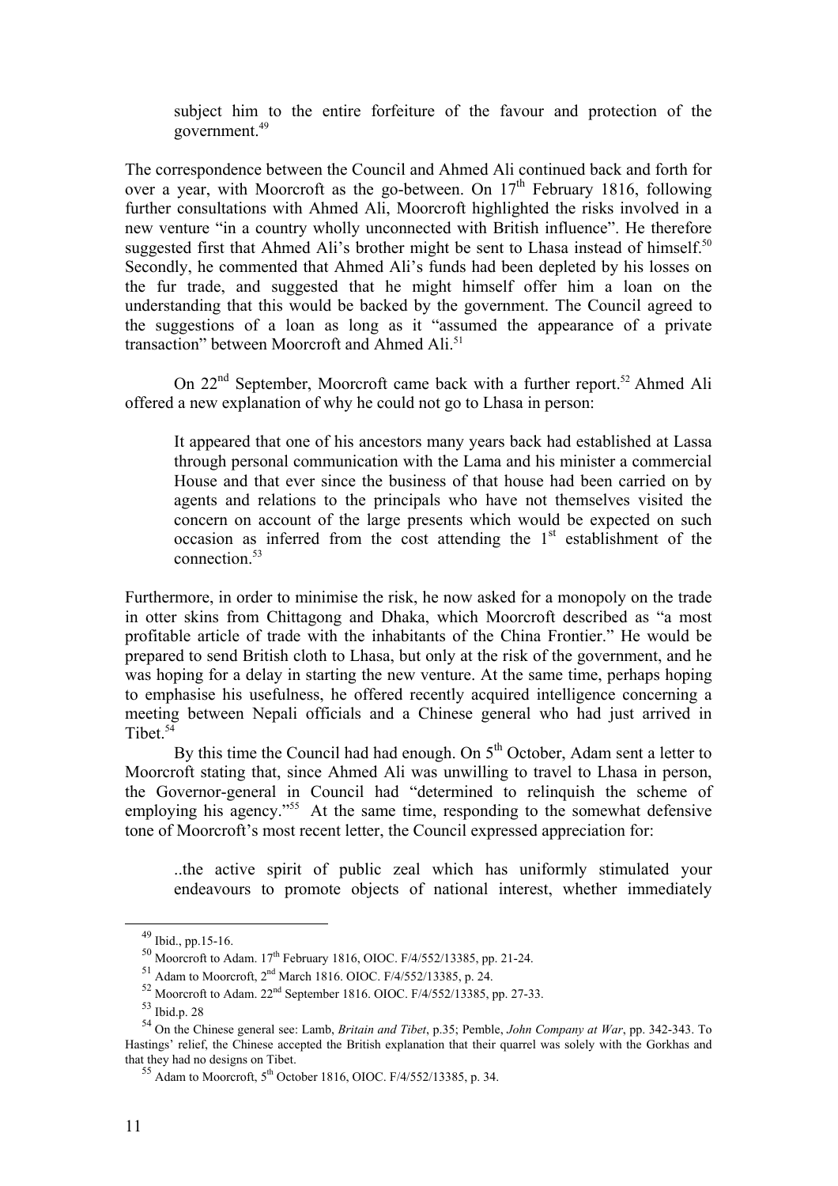> subject him to the entire forfeiture of the favour and protection of the government.[49]

The correspondence between the Council and Ahmed Ali continued back and forth for over a year, with Moorcroft as the go-between. On 17th February 1816, following further consultations with Ahmed Ali, Moorcroft highlighted the risks involved in a new venture "in a country wholly unconnected with British influence". He therefore suggested first that Ahmed Ali's brother might be sent to Lhasa instead of himself.[50] Secondly, he commented that Ahmed Ali's funds had been depleted by his losses on the fur trade, and suggested that he might himself offer him a loan on the understanding that this would be backed by the government. The Council agreed to the suggestions of a loan as long as it "assumed the appearance of a private transaction" between Moorcroft and Ahmed Ali.[51]

On 22nd September, Moorcroft came back with a further report.[52] Ahmed Ali offered a new explanation of why he could not go to Lhasa in person:

> It appeared that one of his ancestors many years back had established at Lassa through personal communication with the Lama and his minister a commercial House and that ever since the business of that house had been carried on by agents and relations to the principals who have not themselves visited the concern on account of the large presents which would be expected on such occasion as inferred from the cost attending the 1st establishment of the connection.[53]

Furthermore, in order to minimise the risk, he now asked for a monopoly on the trade in otter skins from Chittagong and Dhaka, which Moorcroft described as "a most profitable article of trade with the inhabitants of the China Frontier." He would be prepared to send British cloth to Lhasa, but only at the risk of the government, and he was hoping for a delay in starting the new venture. At the same time, perhaps hoping to emphasise his usefulness, he offered recently acquired intelligence concerning a meeting between Nepali officials and a Chinese general who had just arrived in Tibet.[54]

By this time the Council had had enough. On 5th October, Adam sent a letter to Moorcroft stating that, since Ahmed Ali was unwilling to travel to Lhasa in person, the Governor-general in Council had "determined to relinquish the scheme of employing his agency."[55] At the same time, responding to the somewhat defensive tone of Moorcroft's most recent letter, the Council expressed appreciation for:

> ..the active spirit of public zeal which has uniformly stimulated your endeavours to promote objects of national interest, whether immediately

---

[49] Ibid., pp.15-16.

[50] Moorcroft to Adam. 17th February 1816, OIOC. F/4/552/13385, pp. 21-24.

[51] Adam to Moorcroft, 2nd March 1816. OIOC. F/4/552/13385, p. 24.

[52] Moorcroft to Adam. 22nd September 1816. OIOC. F/4/552/13385, pp. 27-33.

[53] Ibid.p. 28

[54] On the Chinese general see: Lamb, *Britain and Tibet*, p.35; Pemble, *John Company at War*, pp. 342-343. To Hastings' relief, the Chinese accepted the British explanation that their quarrel was solely with the Gorkhas and that they had no designs on Tibet.

[55] Adam to Moorcroft, 5th October 1816, OIOC. F/4/552/13385, p. 34.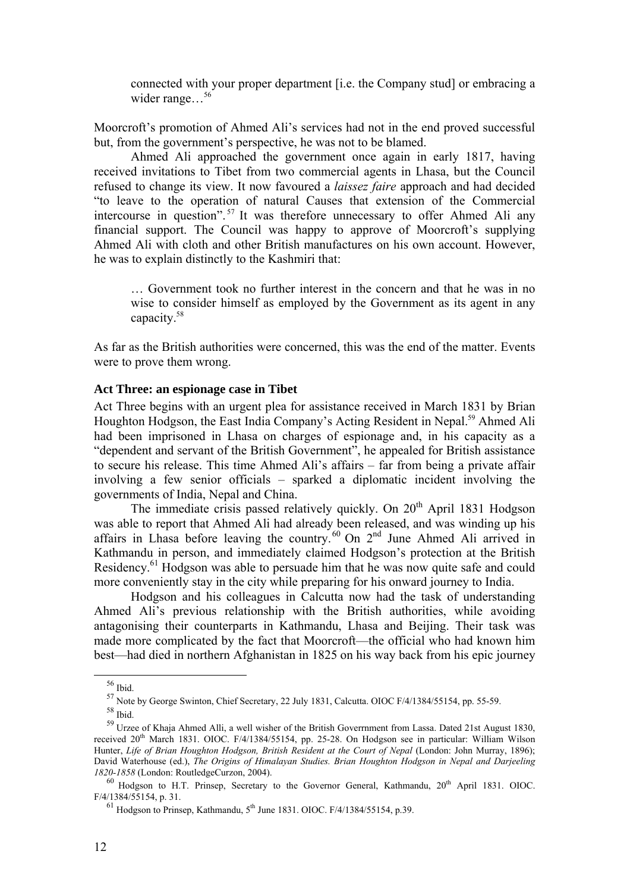> connected with your proper department [i.e. the Company stud] or embracing a wider range…[56]

Moorcroft's promotion of Ahmed Ali's services had not in the end proved successful but, from the government's perspective, he was not to be blamed.

Ahmed Ali approached the government once again in early 1817, having received invitations to Tibet from two commercial agents in Lhasa, but the Council refused to change its view. It now favoured a *laissez faire* approach and had decided "to leave to the operation of natural Causes that extension of the Commercial intercourse in question".[57] It was therefore unnecessary to offer Ahmed Ali any financial support. The Council was happy to approve of Moorcroft's supplying Ahmed Ali with cloth and other British manufactures on his own account. However, he was to explain distinctly to the Kashmiri that:

> … Government took no further interest in the concern and that he was in no wise to consider himself as employed by the Government as its agent in any capacity.[58]

As far as the British authorities were concerned, this was the end of the matter. Events were to prove them wrong.

### Act Three: an espionage case in Tibet

Act Three begins with an urgent plea for assistance received in March 1831 by Brian Houghton Hodgson, the East India Company's Acting Resident in Nepal.[59] Ahmed Ali had been imprisoned in Lhasa on charges of espionage and, in his capacity as a "dependent and servant of the British Government", he appealed for British assistance to secure his release. This time Ahmed Ali's affairs – far from being a private affair involving a few senior officials – sparked a diplomatic incident involving the governments of India, Nepal and China.

The immediate crisis passed relatively quickly. On 20th April 1831 Hodgson was able to report that Ahmed Ali had already been released, and was winding up his affairs in Lhasa before leaving the country.[60] On 2nd June Ahmed Ali arrived in Kathmandu in person, and immediately claimed Hodgson's protection at the British Residency.[61] Hodgson was able to persuade him that he was now quite safe and could more conveniently stay in the city while preparing for his onward journey to India.

Hodgson and his colleagues in Calcutta now had the task of understanding Ahmed Ali's previous relationship with the British authorities, while avoiding antagonising their counterparts in Kathmandu, Lhasa and Beijing. Their task was made more complicated by the fact that Moorcroft—the official who had known him best—had died in northern Afghanistan in 1825 on his way back from his epic journey

---

[56] Ibid.

[57] Note by George Swinton, Chief Secretary, 22 July 1831, Calcutta. OIOC F/4/1384/55154, pp. 55-59.

[58] Ibid.

[59] Urzee of Khaja Ahmed Alli, a well wisher of the British Goverrnment from Lassa. Dated 21st August 1830, received 20th March 1831. OIOC. F/4/1384/55154, pp. 25-28. On Hodgson see in particular: William Wilson Hunter, *Life of Brian Houghton Hodgson, British Resident at the Court of Nepal* (London: John Murray, 1896); David Waterhouse (ed.), *The Origins of Himalayan Studies. Brian Houghton Hodgson in Nepal and Darjeeling 1820-1858* (London: RoutledgeCurzon, 2004).

[60] Hodgson to H.T. Prinsep, Secretary to the Governor General, Kathmandu, 20th April 1831. OIOC. F/4/1384/55154, p. 31.

[61] Hodgson to Prinsep, Kathmandu, 5th June 1831. OIOC. F/4/1384/55154, p.39.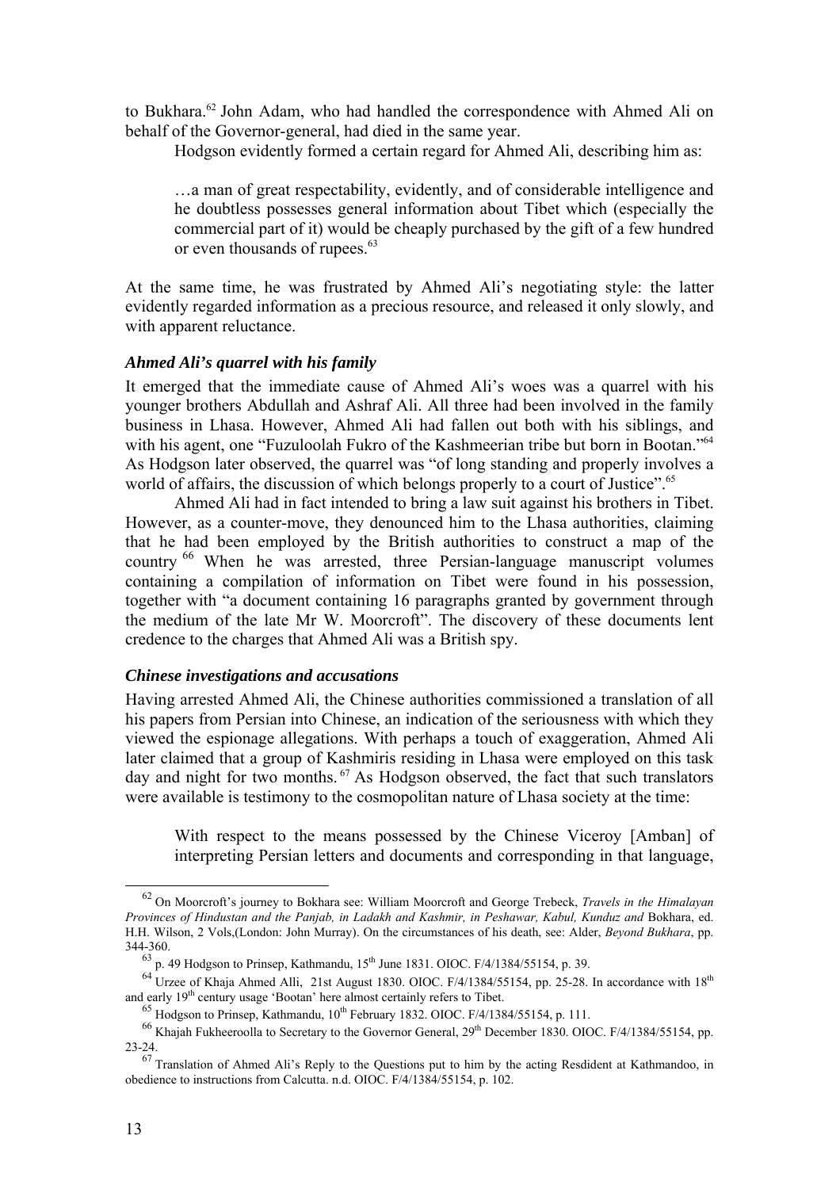to Bukhara.[62] John Adam, who had handled the correspondence with Ahmed Ali on behalf of the Governor-general, had died in the same year.

Hodgson evidently formed a certain regard for Ahmed Ali, describing him as:

> …a man of great respectability, evidently, and of considerable intelligence and he doubtless possesses general information about Tibet which (especially the commercial part of it) would be cheaply purchased by the gift of a few hundred or even thousands of rupees.[63]

At the same time, he was frustrated by Ahmed Ali's negotiating style: the latter evidently regarded information as a precious resource, and released it only slowly, and with apparent reluctance.

### *Ahmed Ali's quarrel with his family*

It emerged that the immediate cause of Ahmed Ali's woes was a quarrel with his younger brothers Abdullah and Ashraf Ali. All three had been involved in the family business in Lhasa. However, Ahmed Ali had fallen out both with his siblings, and with his agent, one "Fuzuloolah Fukro of the Kashmeerian tribe but born in Bootan."[64] As Hodgson later observed, the quarrel was "of long standing and properly involves a world of affairs, the discussion of which belongs properly to a court of Justice".[65]

Ahmed Ali had in fact intended to bring a law suit against his brothers in Tibet. However, as a counter-move, they denounced him to the Lhasa authorities, claiming that he had been employed by the British authorities to construct a map of the country [66] When he was arrested, three Persian-language manuscript volumes containing a compilation of information on Tibet were found in his possession, together with "a document containing 16 paragraphs granted by government through the medium of the late Mr W. Moorcroft". The discovery of these documents lent credence to the charges that Ahmed Ali was a British spy.

### *Chinese investigations and accusations*

Having arrested Ahmed Ali, the Chinese authorities commissioned a translation of all his papers from Persian into Chinese, an indication of the seriousness with which they viewed the espionage allegations. With perhaps a touch of exaggeration, Ahmed Ali later claimed that a group of Kashmiris residing in Lhasa were employed on this task day and night for two months.[67] As Hodgson observed, the fact that such translators were available is testimony to the cosmopolitan nature of Lhasa society at the time:

> With respect to the means possessed by the Chinese Viceroy [Amban] of interpreting Persian letters and documents and corresponding in that language,

---

[62] On Moorcroft's journey to Bokhara see: William Moorcroft and George Trebeck, *Travels in the Himalayan Provinces of Hindustan and the Panjab, in Ladakh and Kashmir, in Peshawar, Kabul, Kunduz and* Bokhara, ed. H.H. Wilson, 2 Vols,(London: John Murray). On the circumstances of his death, see: Alder, *Beyond Bukhara*, pp. 344-360.

[63] p. 49 Hodgson to Prinsep, Kathmandu, 15th June 1831. OIOC. F/4/1384/55154, p. 39.

[64] Urzee of Khaja Ahmed Alli, 21st August 1830. OIOC. F/4/1384/55154, pp. 25-28. In accordance with 18th and early 19th century usage 'Bootan' here almost certainly refers to Tibet.

[65] Hodgson to Prinsep, Kathmandu, 10th February 1832. OIOC. F/4/1384/55154, p. 111.

[66] Khajah Fukheeroolla to Secretary to the Governor General, 29th December 1830. OIOC. F/4/1384/55154, pp. 23-24.

[67] Translation of Ahmed Ali's Reply to the Questions put to him by the acting Resdident at Kathmandoo, in obedience to instructions from Calcutta. n.d. OIOC. F/4/1384/55154, p. 102.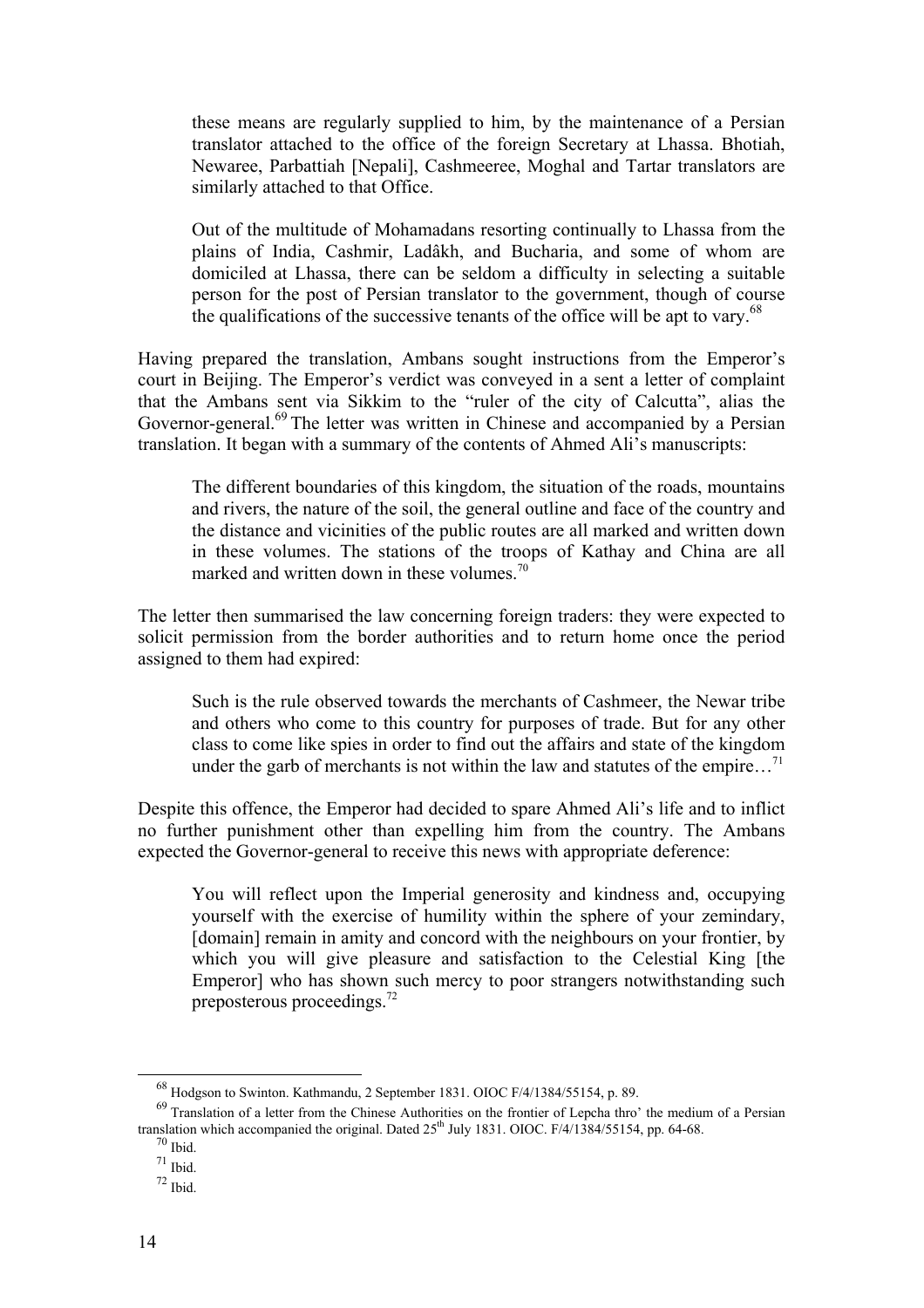> these means are regularly supplied to him, by the maintenance of a Persian translator attached to the office of the foreign Secretary at Lhassa. Bhotiah, Newaree, Parbattiah [Nepali], Cashmeeree, Moghal and Tartar translators are similarly attached to that Office.
>
> Out of the multitude of Mohamadans resorting continually to Lhassa from the plains of India, Cashmir, Ladâkh, and Bucharia, and some of whom are domiciled at Lhassa, there can be seldom a difficulty in selecting a suitable person for the post of Persian translator to the government, though of course the qualifications of the successive tenants of the office will be apt to vary.[68]

Having prepared the translation, Ambans sought instructions from the Emperor's court in Beijing. The Emperor's verdict was conveyed in a sent a letter of complaint that the Ambans sent via Sikkim to the "ruler of the city of Calcutta", alias the Governor-general.[69] The letter was written in Chinese and accompanied by a Persian translation. It began with a summary of the contents of Ahmed Ali's manuscripts:

> The different boundaries of this kingdom, the situation of the roads, mountains and rivers, the nature of the soil, the general outline and face of the country and the distance and vicinities of the public routes are all marked and written down in these volumes. The stations of the troops of Kathay and China are all marked and written down in these volumes.[70]

The letter then summarised the law concerning foreign traders: they were expected to solicit permission from the border authorities and to return home once the period assigned to them had expired:

> Such is the rule observed towards the merchants of Cashmeer, the Newar tribe and others who come to this country for purposes of trade. But for any other class to come like spies in order to find out the affairs and state of the kingdom under the garb of merchants is not within the law and statutes of the empire…[71]

Despite this offence, the Emperor had decided to spare Ahmed Ali's life and to inflict no further punishment other than expelling him from the country. The Ambans expected the Governor-general to receive this news with appropriate deference:

> You will reflect upon the Imperial generosity and kindness and, occupying yourself with the exercise of humility within the sphere of your zemindary, [domain] remain in amity and concord with the neighbours on your frontier, by which you will give pleasure and satisfaction to the Celestial King [the Emperor] who has shown such mercy to poor strangers notwithstanding such preposterous proceedings.[72]

---

[68] Hodgson to Swinton. Kathmandu, 2 September 1831. OIOC F/4/1384/55154, p. 89.

[69] Translation of a letter from the Chinese Authorities on the frontier of Lepcha thro' the medium of a Persian translation which accompanied the original. Dated 25th July 1831. OIOC. F/4/1384/55154, pp. 64-68.

[70] Ibid.

[71] Ibid.

[72] Ibid.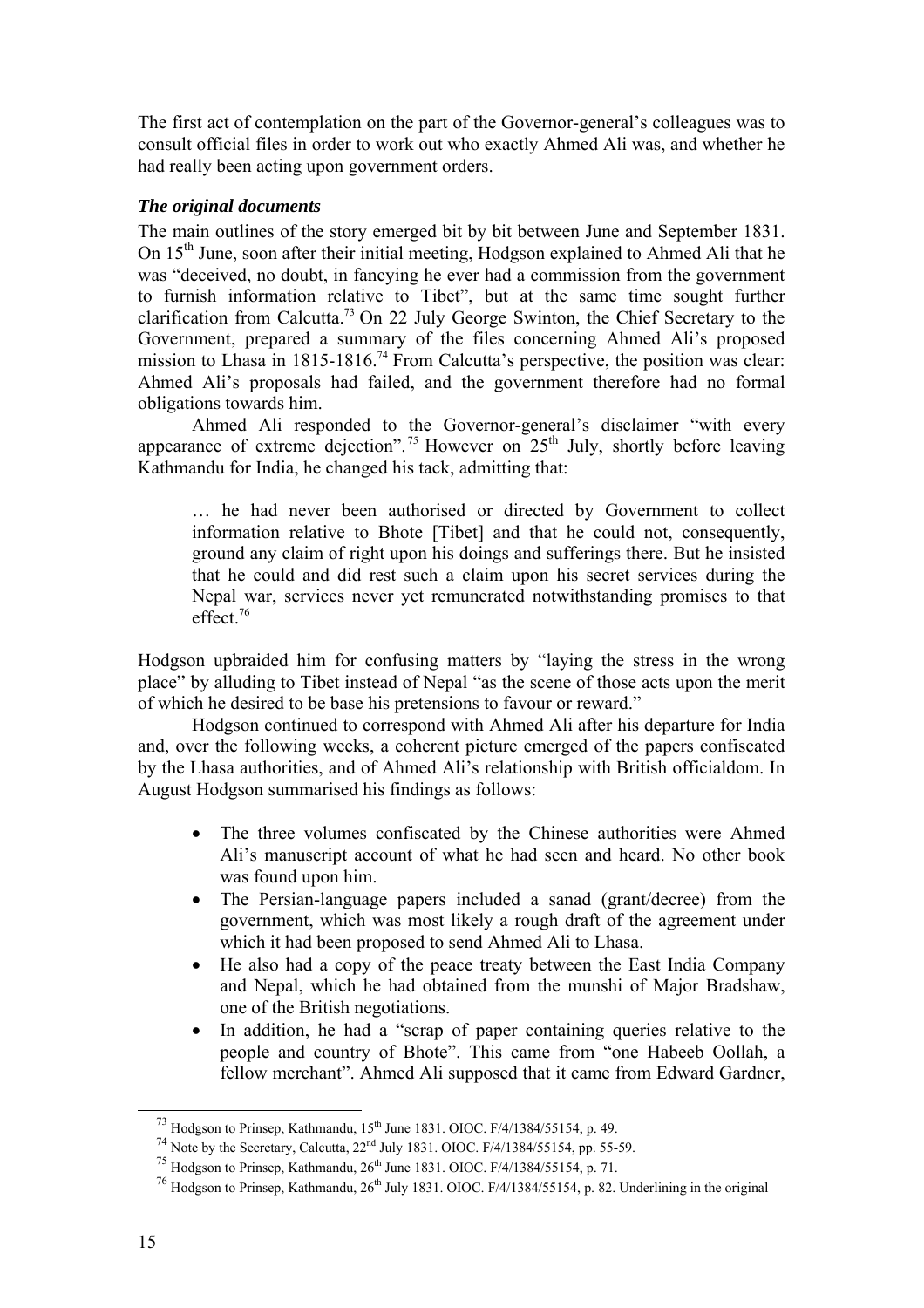The first act of contemplation on the part of the Governor-general's colleagues was to consult official files in order to work out who exactly Ahmed Ali was, and whether he had really been acting upon government orders.

### *The original documents*

The main outlines of the story emerged bit by bit between June and September 1831. On 15th June, soon after their initial meeting, Hodgson explained to Ahmed Ali that he was "deceived, no doubt, in fancying he ever had a commission from the government to furnish information relative to Tibet", but at the same time sought further clarification from Calcutta.[73] On 22 July George Swinton, the Chief Secretary to the Government, prepared a summary of the files concerning Ahmed Ali's proposed mission to Lhasa in 1815-1816.[74] From Calcutta's perspective, the position was clear: Ahmed Ali's proposals had failed, and the government therefore had no formal obligations towards him.

Ahmed Ali responded to the Governor-general's disclaimer "with every appearance of extreme dejection".[75] However on 25th July, shortly before leaving Kathmandu for India, he changed his tack, admitting that:

> … he had never been authorised or directed by Government to collect information relative to Bhote [Tibet] and that he could not, consequently, ground any claim of right upon his doings and sufferings there. But he insisted that he could and did rest such a claim upon his secret services during the Nepal war, services never yet remunerated notwithstanding promises to that effect.[76]

Hodgson upbraided him for confusing matters by "laying the stress in the wrong place" by alluding to Tibet instead of Nepal "as the scene of those acts upon the merit of which he desired to be base his pretensions to favour or reward."

Hodgson continued to correspond with Ahmed Ali after his departure for India and, over the following weeks, a coherent picture emerged of the papers confiscated by the Lhasa authorities, and of Ahmed Ali's relationship with British officialdom. In August Hodgson summarised his findings as follows:

- The three volumes confiscated by the Chinese authorities were Ahmed Ali's manuscript account of what he had seen and heard. No other book was found upon him.
- The Persian-language papers included a sanad (grant/decree) from the government, which was most likely a rough draft of the agreement under which it had been proposed to send Ahmed Ali to Lhasa.
- He also had a copy of the peace treaty between the East India Company and Nepal, which he had obtained from the munshi of Major Bradshaw, one of the British negotiations.
- In addition, he had a "scrap of paper containing queries relative to the people and country of Bhote". This came from "one Habeeb Oollah, a fellow merchant". Ahmed Ali supposed that it came from Edward Gardner,

---

[73] Hodgson to Prinsep, Kathmandu, 15th June 1831. OIOC. F/4/1384/55154, p. 49.

[74] Note by the Secretary, Calcutta, 22nd July 1831. OIOC. F/4/1384/55154, pp. 55-59.

[75] Hodgson to Prinsep, Kathmandu, 26th June 1831. OIOC. F/4/1384/55154, p. 71.

[76] Hodgson to Prinsep, Kathmandu, 26th July 1831. OIOC. F/4/1384/55154, p. 82. Underlining in the original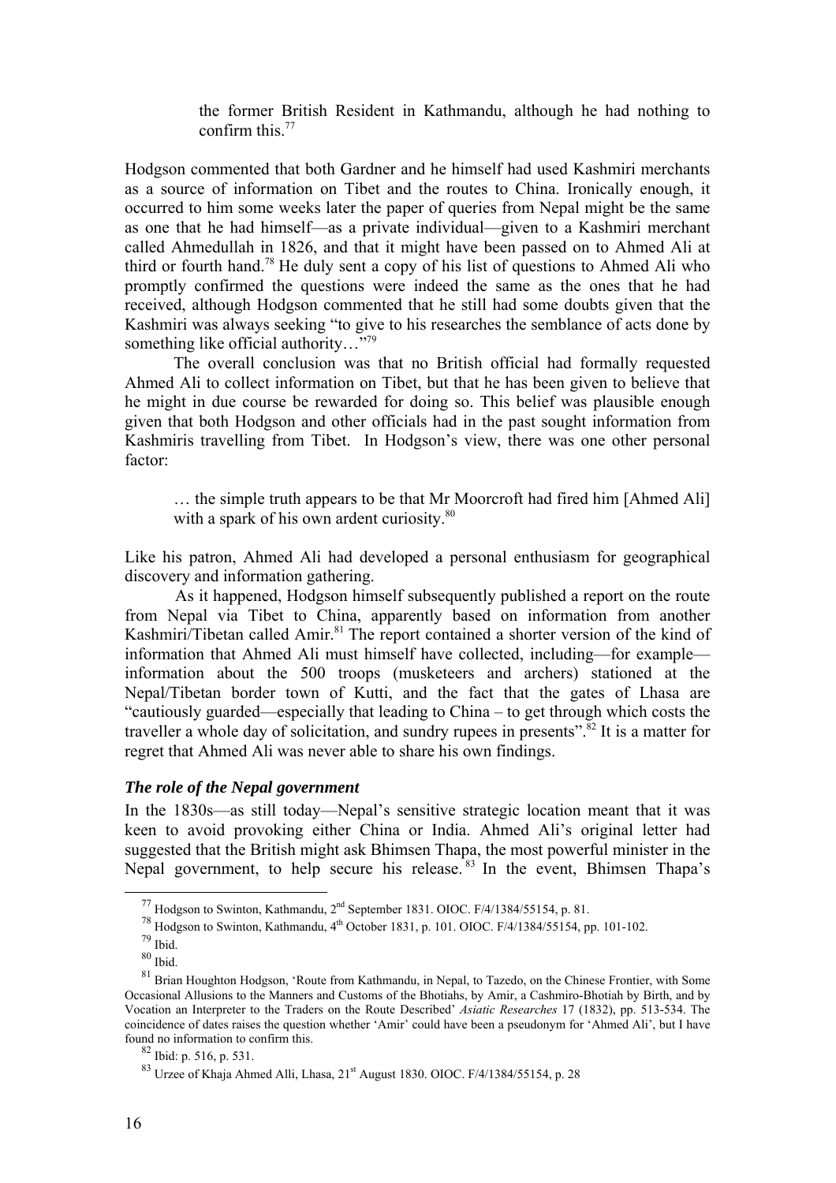the former British Resident in Kathmandu, although he had nothing to confirm this.[77]

Hodgson commented that both Gardner and he himself had used Kashmiri merchants as a source of information on Tibet and the routes to China. Ironically enough, it occurred to him some weeks later the paper of queries from Nepal might be the same as one that he had himself—as a private individual—given to a Kashmiri merchant called Ahmedullah in 1826, and that it might have been passed on to Ahmed Ali at third or fourth hand.[78] He duly sent a copy of his list of questions to Ahmed Ali who promptly confirmed the questions were indeed the same as the ones that he had received, although Hodgson commented that he still had some doubts given that the Kashmiri was always seeking "to give to his researches the semblance of acts done by something like official authority…"[79]

The overall conclusion was that no British official had formally requested Ahmed Ali to collect information on Tibet, but that he has been given to believe that he might in due course be rewarded for doing so. This belief was plausible enough given that both Hodgson and other officials had in the past sought information from Kashmiris travelling from Tibet. In Hodgson's view, there was one other personal factor:

> … the simple truth appears to be that Mr Moorcroft had fired him [Ahmed Ali] with a spark of his own ardent curiosity.[80]

Like his patron, Ahmed Ali had developed a personal enthusiasm for geographical discovery and information gathering.

As it happened, Hodgson himself subsequently published a report on the route from Nepal via Tibet to China, apparently based on information from another Kashmiri/Tibetan called Amir.[81] The report contained a shorter version of the kind of information that Ahmed Ali must himself have collected, including—for example—information about the 500 troops (musketeers and archers) stationed at the Nepal/Tibetan border town of Kutti, and the fact that the gates of Lhasa are "cautiously guarded—especially that leading to China – to get through which costs the traveller a whole day of solicitation, and sundry rupees in presents".[82] It is a matter for regret that Ahmed Ali was never able to share his own findings.

### *The role of the Nepal government*

In the 1830s—as still today—Nepal's sensitive strategic location meant that it was keen to avoid provoking either China or India. Ahmed Ali's original letter had suggested that the British might ask Bhimsen Thapa, the most powerful minister in the Nepal government, to help secure his release.[83] In the event, Bhimsen Thapa's

---

[77] Hodgson to Swinton, Kathmandu, 2nd September 1831. OIOC. F/4/1384/55154, p. 81.

[78] Hodgson to Swinton, Kathmandu, 4th October 1831, p. 101. OIOC. F/4/1384/55154, pp. 101-102.

[79] Ibid.

[80] Ibid.

[81] Brian Houghton Hodgson, 'Route from Kathmandu, in Nepal, to Tazedo, on the Chinese Frontier, with Some Occasional Allusions to the Manners and Customs of the Bhotiahs, by Amir, a Cashmiro-Bhotiah by Birth, and by Vocation an Interpreter to the Traders on the Route Described' *Asiatic Researches* 17 (1832), pp. 513-534. The coincidence of dates raises the question whether 'Amir' could have been a pseudonym for 'Ahmed Ali', but I have found no information to confirm this.

[82] Ibid: p. 516, p. 531.

[83] Urzee of Khaja Ahmed Alli, Lhasa, 21st August 1830. OIOC. F/4/1384/55154, p. 28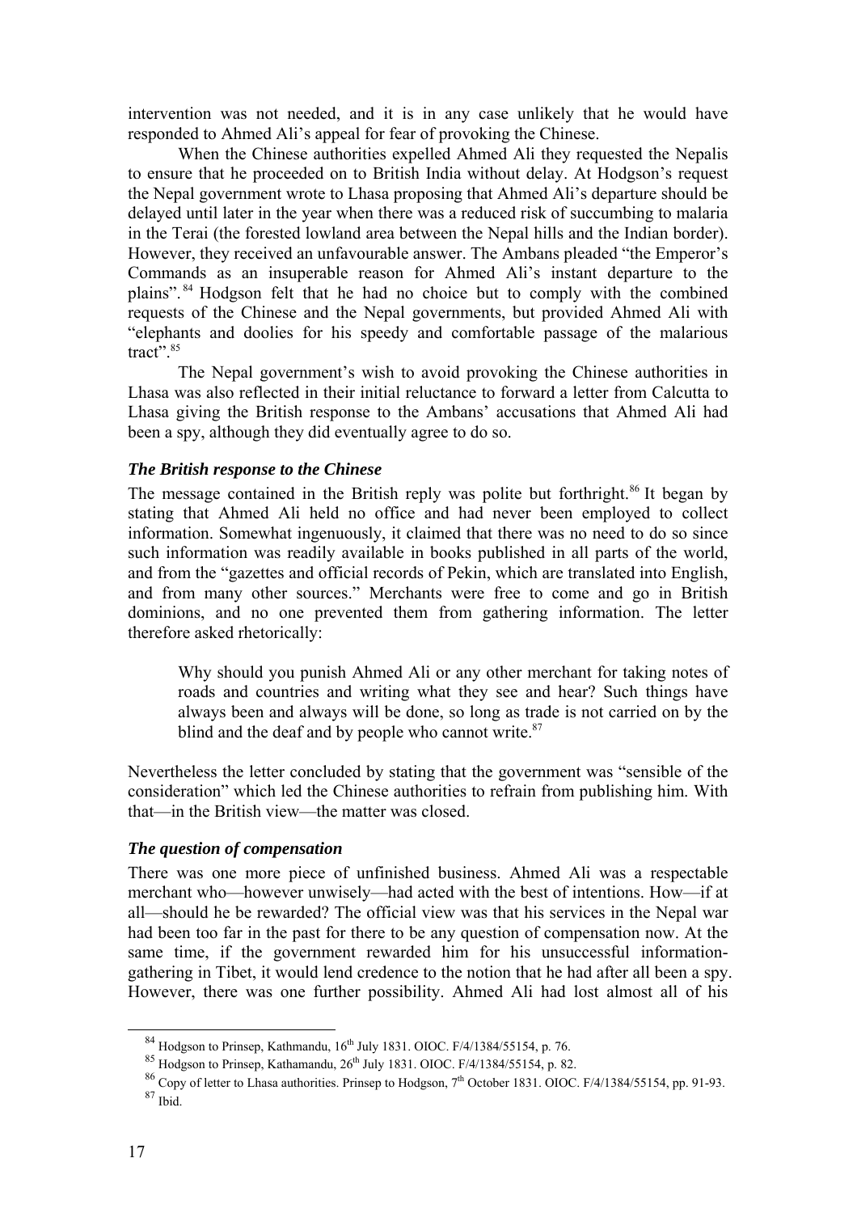intervention was not needed, and it is in any case unlikely that he would have responded to Ahmed Ali's appeal for fear of provoking the Chinese.

When the Chinese authorities expelled Ahmed Ali they requested the Nepalis to ensure that he proceeded on to British India without delay. At Hodgson's request the Nepal government wrote to Lhasa proposing that Ahmed Ali's departure should be delayed until later in the year when there was a reduced risk of succumbing to malaria in the Terai (the forested lowland area between the Nepal hills and the Indian border). However, they received an unfavourable answer. The Ambans pleaded "the Emperor's Commands as an insuperable reason for Ahmed Ali's instant departure to the plains".[84] Hodgson felt that he had no choice but to comply with the combined requests of the Chinese and the Nepal governments, but provided Ahmed Ali with "elephants and doolies for his speedy and comfortable passage of the malarious tract".[85]

The Nepal government's wish to avoid provoking the Chinese authorities in Lhasa was also reflected in their initial reluctance to forward a letter from Calcutta to Lhasa giving the British response to the Ambans' accusations that Ahmed Ali had been a spy, although they did eventually agree to do so.

### *The British response to the Chinese*

The message contained in the British reply was polite but forthright.[86] It began by stating that Ahmed Ali held no office and had never been employed to collect information. Somewhat ingenuously, it claimed that there was no need to do so since such information was readily available in books published in all parts of the world, and from the "gazettes and official records of Pekin, which are translated into English, and from many other sources." Merchants were free to come and go in British dominions, and no one prevented them from gathering information. The letter therefore asked rhetorically:

> Why should you punish Ahmed Ali or any other merchant for taking notes of roads and countries and writing what they see and hear? Such things have always been and always will be done, so long as trade is not carried on by the blind and the deaf and by people who cannot write.[87]

Nevertheless the letter concluded by stating that the government was "sensible of the consideration" which led the Chinese authorities to refrain from publishing him. With that—in the British view—the matter was closed.

### *The question of compensation*

There was one more piece of unfinished business. Ahmed Ali was a respectable merchant who—however unwisely—had acted with the best of intentions. How—if at all—should he be rewarded? The official view was that his services in the Nepal war had been too far in the past for there to be any question of compensation now. At the same time, if the government rewarded him for his unsuccessful information-gathering in Tibet, it would lend credence to the notion that he had after all been a spy. However, there was one further possibility. Ahmed Ali had lost almost all of his

---

[84] Hodgson to Prinsep, Kathmandu, 16th July 1831. OIOC. F/4/1384/55154, p. 76.

[85] Hodgson to Prinsep, Kathamandu, 26th July 1831. OIOC. F/4/1384/55154, p. 82.

[86] Copy of letter to Lhasa authorities. Prinsep to Hodgson, 7th October 1831. OIOC. F/4/1384/55154, pp. 91-93.

[87] Ibid.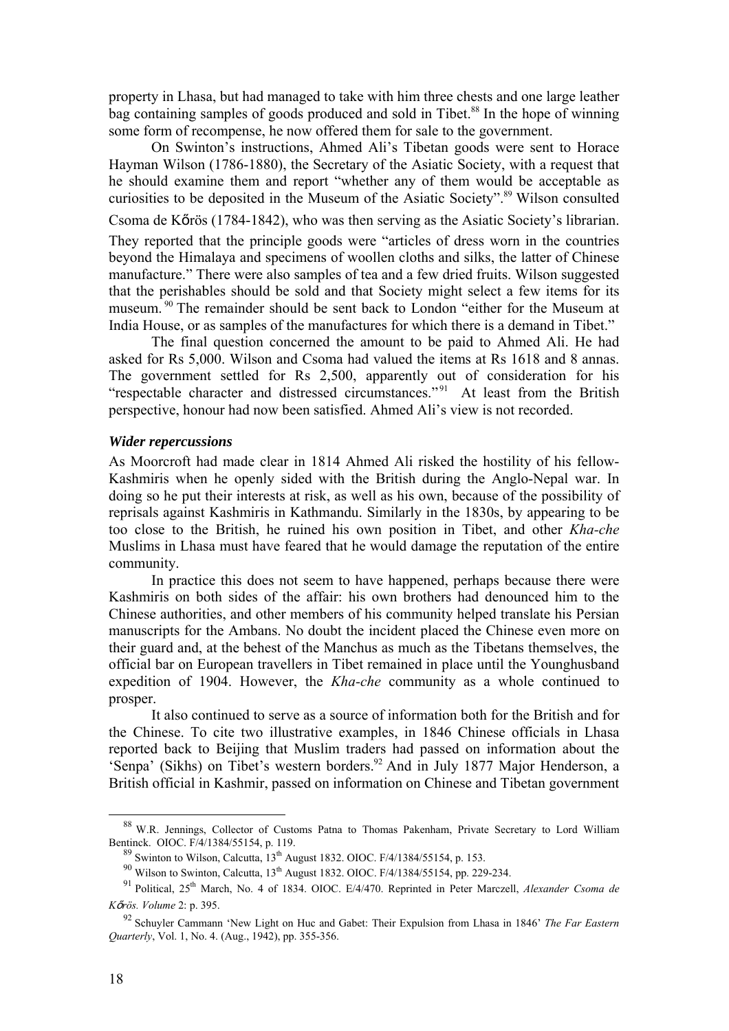property in Lhasa, but had managed to take with him three chests and one large leather bag containing samples of goods produced and sold in Tibet.[88] In the hope of winning some form of recompense, he now offered them for sale to the government.

On Swinton's instructions, Ahmed Ali's Tibetan goods were sent to Horace Hayman Wilson (1786-1880), the Secretary of the Asiatic Society, with a request that he should examine them and report "whether any of them would be acceptable as curiosities to be deposited in the Museum of the Asiatic Society".[89] Wilson consulted Csoma de Kőrös (1784-1842), who was then serving as the Asiatic Society's librarian. They reported that the principle goods were "articles of dress worn in the countries beyond the Himalaya and specimens of woollen cloths and silks, the latter of Chinese manufacture." There were also samples of tea and a few dried fruits. Wilson suggested that the perishables should be sold and that Society might select a few items for its museum.[90] The remainder should be sent back to London "either for the Museum at India House, or as samples of the manufactures for which there is a demand in Tibet."

The final question concerned the amount to be paid to Ahmed Ali. He had asked for Rs 5,000. Wilson and Csoma had valued the items at Rs 1618 and 8 annas. The government settled for Rs 2,500, apparently out of consideration for his "respectable character and distressed circumstances."[91] At least from the British perspective, honour had now been satisfied. Ahmed Ali's view is not recorded.

### *Wider repercussions*

As Moorcroft had made clear in 1814 Ahmed Ali risked the hostility of his fellow-Kashmiris when he openly sided with the British during the Anglo-Nepal war. In doing so he put their interests at risk, as well as his own, because of the possibility of reprisals against Kashmiris in Kathmandu. Similarly in the 1830s, by appearing to be too close to the British, he ruined his own position in Tibet, and other *Kha-che* Muslims in Lhasa must have feared that he would damage the reputation of the entire community.

In practice this does not seem to have happened, perhaps because there were Kashmiris on both sides of the affair: his own brothers had denounced him to the Chinese authorities, and other members of his community helped translate his Persian manuscripts for the Ambans. No doubt the incident placed the Chinese even more on their guard and, at the behest of the Manchus as much as the Tibetans themselves, the official bar on European travellers in Tibet remained in place until the Younghusband expedition of 1904. However, the *Kha-che* community as a whole continued to prosper.

It also continued to serve as a source of information both for the British and for the Chinese. To cite two illustrative examples, in 1846 Chinese officials in Lhasa reported back to Beijing that Muslim traders had passed on information about the 'Senpa' (Sikhs) on Tibet's western borders.[92] And in July 1877 Major Henderson, a British official in Kashmir, passed on information on Chinese and Tibetan government

---

[88] W.R. Jennings, Collector of Customs Patna to Thomas Pakenham, Private Secretary to Lord William Bentinck. OIOC. F/4/1384/55154, p. 119.

[89] Swinton to Wilson, Calcutta, 13th August 1832. OIOC. F/4/1384/55154, p. 153.

[90] Wilson to Swinton, Calcutta, 13th August 1832. OIOC. F/4/1384/55154, pp. 229-234.

[91] Political, 25th March, No. 4 of 1834. OIOC. E/4/470. Reprinted in Peter Marczell, *Alexander Csoma de Kőrös. Volume* 2: p. 395.

[92] Schuyler Cammann 'New Light on Huc and Gabet: Their Expulsion from Lhasa in 1846' *The Far Eastern Quarterly*, Vol. 1, No. 4. (Aug., 1942), pp. 355-356.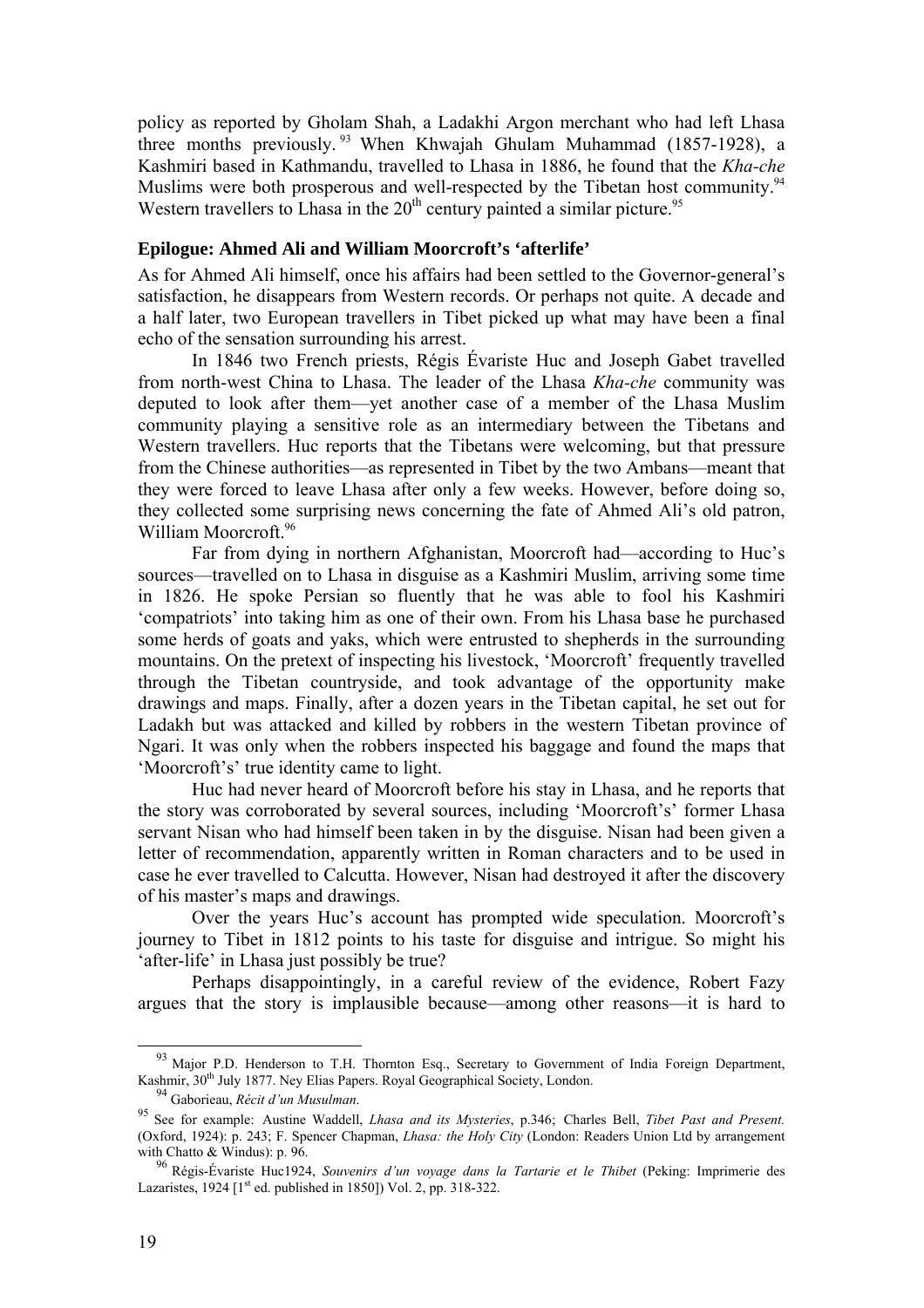policy as reported by Gholam Shah, a Ladakhi Argon merchant who had left Lhasa three months previously.[93] When Khwajah Ghulam Muhammad (1857-1928), a Kashmiri based in Kathmandu, travelled to Lhasa in 1886, he found that the *Kha-che* Muslims were both prosperous and well-respected by the Tibetan host community.[94] Western travellers to Lhasa in the 20th century painted a similar picture.[95]

**Epilogue: Ahmed Ali and William Moorcroft's 'afterlife'**

As for Ahmed Ali himself, once his affairs had been settled to the Governor-general's satisfaction, he disappears from Western records. Or perhaps not quite. A decade and a half later, two European travellers in Tibet picked up what may have been a final echo of the sensation surrounding his arrest.

In 1846 two French priests, Régis Évariste Huc and Joseph Gabet travelled from north-west China to Lhasa. The leader of the Lhasa *Kha-che* community was deputed to look after them—yet another case of a member of the Lhasa Muslim community playing a sensitive role as an intermediary between the Tibetans and Western travellers. Huc reports that the Tibetans were welcoming, but that pressure from the Chinese authorities—as represented in Tibet by the two Ambans—meant that they were forced to leave Lhasa after only a few weeks. However, before doing so, they collected some surprising news concerning the fate of Ahmed Ali's old patron, William Moorcroft.[96]

Far from dying in northern Afghanistan, Moorcroft had—according to Huc's sources—travelled on to Lhasa in disguise as a Kashmiri Muslim, arriving some time in 1826. He spoke Persian so fluently that he was able to fool his Kashmiri 'compatriots' into taking him as one of their own. From his Lhasa base he purchased some herds of goats and yaks, which were entrusted to shepherds in the surrounding mountains. On the pretext of inspecting his livestock, 'Moorcroft' frequently travelled through the Tibetan countryside, and took advantage of the opportunity make drawings and maps. Finally, after a dozen years in the Tibetan capital, he set out for Ladakh but was attacked and killed by robbers in the western Tibetan province of Ngari. It was only when the robbers inspected his baggage and found the maps that 'Moorcroft's' true identity came to light.

Huc had never heard of Moorcroft before his stay in Lhasa, and he reports that the story was corroborated by several sources, including 'Moorcroft's' former Lhasa servant Nisan who had himself been taken in by the disguise. Nisan had been given a letter of recommendation, apparently written in Roman characters and to be used in case he ever travelled to Calcutta. However, Nisan had destroyed it after the discovery of his master's maps and drawings.

Over the years Huc's account has prompted wide speculation. Moorcroft's journey to Tibet in 1812 points to his taste for disguise and intrigue. So might his 'after-life' in Lhasa just possibly be true?

Perhaps disappointingly, in a careful review of the evidence, Robert Fazy argues that the story is implausible because—among other reasons—it is hard to

---

[93] Major P.D. Henderson to T.H. Thornton Esq., Secretary to Government of India Foreign Department, Kashmir, 30th July 1877. Ney Elias Papers. Royal Geographical Society, London.

[94] Gaborieau, *Récit d'un Musulman*.

[95] See for example: Austine Waddell, *Lhasa and its Mysteries*, p.346; Charles Bell, *Tibet Past and Present.* (Oxford, 1924): p. 243; F. Spencer Chapman, *Lhasa: the Holy City* (London: Readers Union Ltd by arrangement with Chatto & Windus): p. 96.

[96] Régis-Évariste Huc1924, *Souvenirs d'un voyage dans la Tartarie et le Thibet* (Peking: Imprimerie des Lazaristes, 1924 [1st ed. published in 1850]) Vol. 2, pp. 318-322.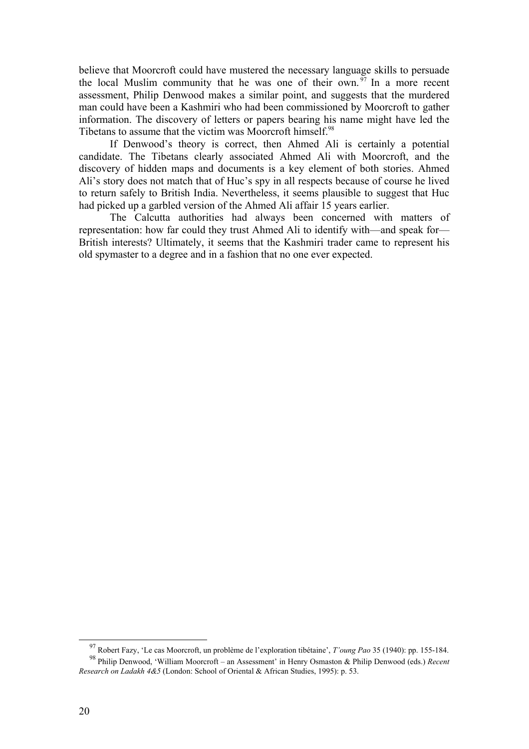believe that Moorcroft could have mustered the necessary language skills to persuade the local Muslim community that he was one of their own.[97] In a more recent assessment, Philip Denwood makes a similar point, and suggests that the murdered man could have been a Kashmiri who had been commissioned by Moorcroft to gather information. The discovery of letters or papers bearing his name might have led the Tibetans to assume that the victim was Moorcroft himself.[98]

If Denwood's theory is correct, then Ahmed Ali is certainly a potential candidate. The Tibetans clearly associated Ahmed Ali with Moorcroft, and the discovery of hidden maps and documents is a key element of both stories. Ahmed Ali's story does not match that of Huc's spy in all respects because of course he lived to return safely to British India. Nevertheless, it seems plausible to suggest that Huc had picked up a garbled version of the Ahmed Ali affair 15 years earlier.

The Calcutta authorities had always been concerned with matters of representation: how far could they trust Ahmed Ali to identify with—and speak for—British interests? Ultimately, it seems that the Kashmiri trader came to represent his old spymaster to a degree and in a fashion that no one ever expected.

---

[97] Robert Fazy, 'Le cas Moorcroft, un problème de l'exploration tibétaine', *T'oung Pao* 35 (1940): pp. 155-184.

[98] Philip Denwood, 'William Moorcroft – an Assessment' in Henry Osmaston & Philip Denwood (eds.) *Recent Research on Ladakh 4&5* (London: School of Oriental & African Studies, 1995): p. 53.